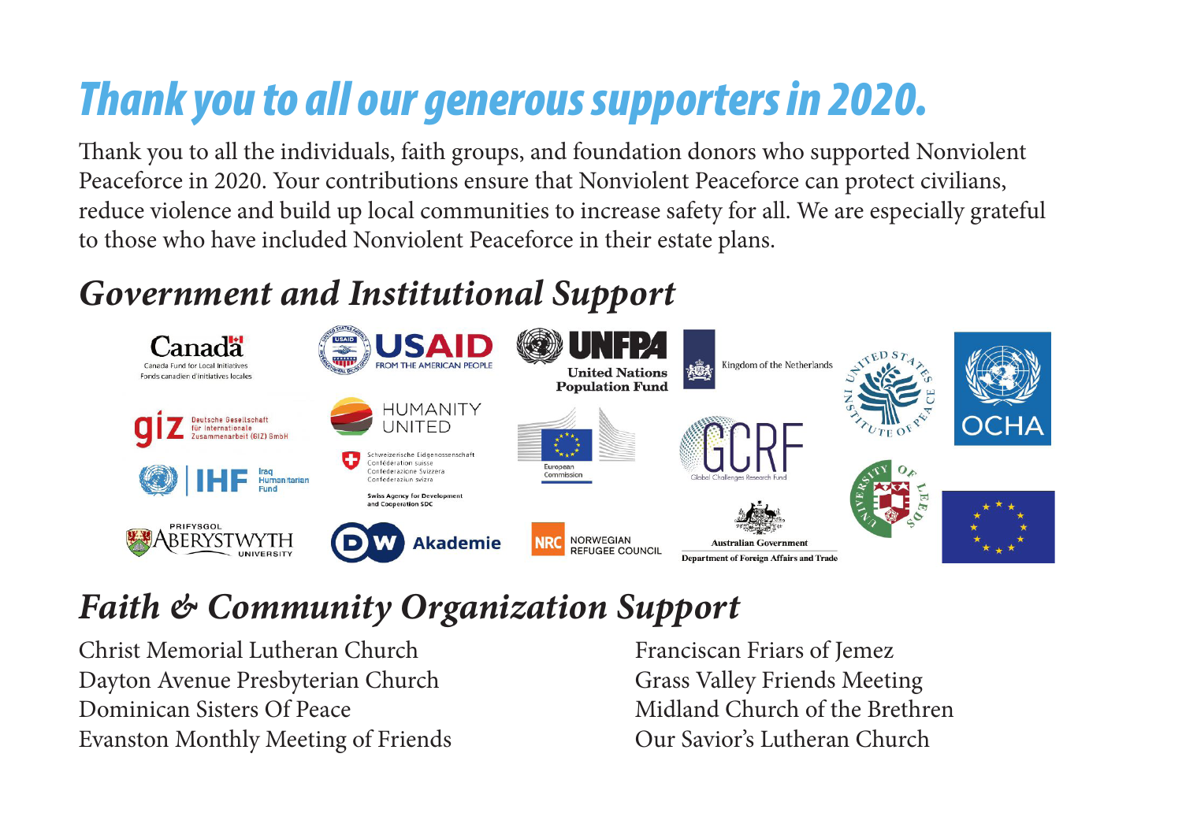# Thank you to all our generous supporters in 2020.

Thank you to all the individuals, faith groups, and foundation donors who supported Nonviolent Peaceforce in 2020. Your contributions ensure that Nonviolent Peaceforce can protect civilians, reduce violence and build up local communities to increase safety for all. We are especially grateful to those who have included Nonviolent Peaceforce in their estate plans.

## *Government and Institutional Support*

Canada – Canada Fund for Local Initiatives / Fonds canadien d'initiatives locales

USAID – FROM THE AMERICAN PEOPLE

UNFPA – United Nations Population Fund

Kingdom of the Netherlands

United States Institute of Peace

OCHA

giz – Deutsche Gesellschaft für Internationale Zusammenarbeit (GIZ) GmbH

HUMANITY UNITED

European Commission

GCRF – Global Challenges Research Fund

IHF – Iraq Humanitarian Fund

Schweizerische Eidgenossenschaft / Confédération suisse / Confederazione Svizzera / Confederaziun svizra – Swiss Agency for Development and Cooperation SDC

University of Leeds

Prifysgol Aberystwyth University

DW Akademie

NRC – Norwegian Refugee Council

Australian Government – Department of Foreign Affairs and Trade

## *Faith & Community Organization Support*

Christ Memorial Lutheran Church
Dayton Avenue Presbyterian Church
Dominican Sisters Of Peace
Evanston Monthly Meeting of Friends
Franciscan Friars of Jemez
Grass Valley Friends Meeting
Midland Church of the Brethren
Our Savior's Lutheran Church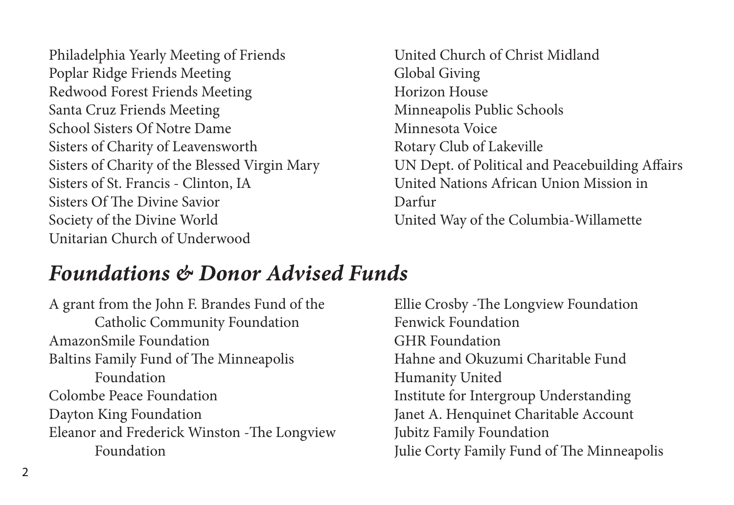Philadelphia Yearly Meeting of Friends
Poplar Ridge Friends Meeting
Redwood Forest Friends Meeting
Santa Cruz Friends Meeting
School Sisters Of Notre Dame
Sisters of Charity of Leavensworth
Sisters of Charity of the Blessed Virgin Mary
Sisters of St. Francis - Clinton, IA
Sisters Of The Divine Savior
Society of the Divine World
Unitarian Church of Underwood
United Church of Christ Midland
Global Giving
Horizon House
Minneapolis Public Schools
Minnesota Voice
Rotary Club of Lakeville
UN Dept. of Political and Peacebuilding Affairs
United Nations African Union Mission in Darfur
United Way of the Columbia-Willamette

## *Foundations & Donor Advised Funds*

A grant from the John F. Brandes Fund of the Catholic Community Foundation
AmazonSmile Foundation
Baltins Family Fund of The Minneapolis Foundation
Colombe Peace Foundation
Dayton King Foundation
Eleanor and Frederick Winston -The Longview Foundation
Ellie Crosby -The Longview Foundation
Fenwick Foundation
GHR Foundation
Hahne and Okuzumi Charitable Fund
Humanity United
Institute for Intergroup Understanding
Janet A. Henquinet Charitable Account
Jubitz Family Foundation
Julie Corty Family Fund of The Minneapolis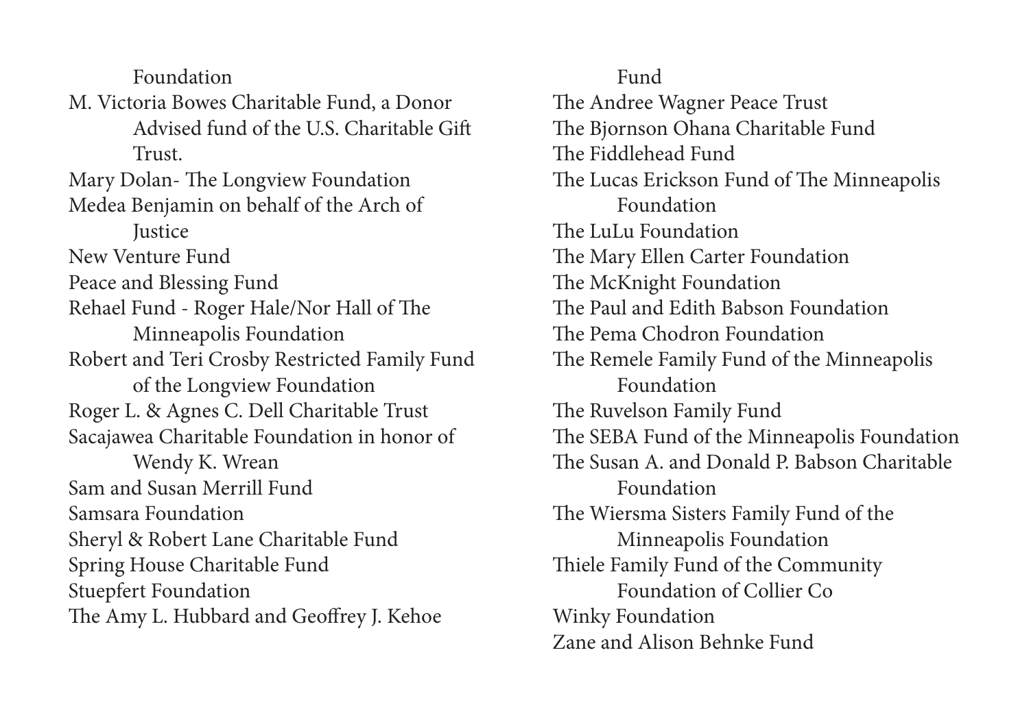Foundation

M. Victoria Bowes Charitable Fund, a Donor Advised fund of the U.S. Charitable Gift Trust.

Mary Dolan- The Longview Foundation

Medea Benjamin on behalf of the Arch of Justice

New Venture Fund

Peace and Blessing Fund

Rehael Fund - Roger Hale/Nor Hall of The Minneapolis Foundation

Robert and Teri Crosby Restricted Family Fund of the Longview Foundation

Roger L. & Agnes C. Dell Charitable Trust

Sacajawea Charitable Foundation in honor of Wendy K. Wrean

Sam and Susan Merrill Fund

Samsara Foundation

Sheryl & Robert Lane Charitable Fund

Spring House Charitable Fund

Stuepfert Foundation

The Amy L. Hubbard and Geoffrey J. Kehoe Fund

The Andree Wagner Peace Trust

The Bjornson Ohana Charitable Fund

The Fiddlehead Fund

The Lucas Erickson Fund of The Minneapolis Foundation

The LuLu Foundation

The Mary Ellen Carter Foundation

The McKnight Foundation

The Paul and Edith Babson Foundation

The Pema Chodron Foundation

The Remele Family Fund of the Minneapolis Foundation

The Ruvelson Family Fund

The SEBA Fund of the Minneapolis Foundation

The Susan A. and Donald P. Babson Charitable Foundation

The Wiersma Sisters Family Fund of the Minneapolis Foundation

Thiele Family Fund of the Community Foundation of Collier Co

Winky Foundation

Zane and Alison Behnke Fund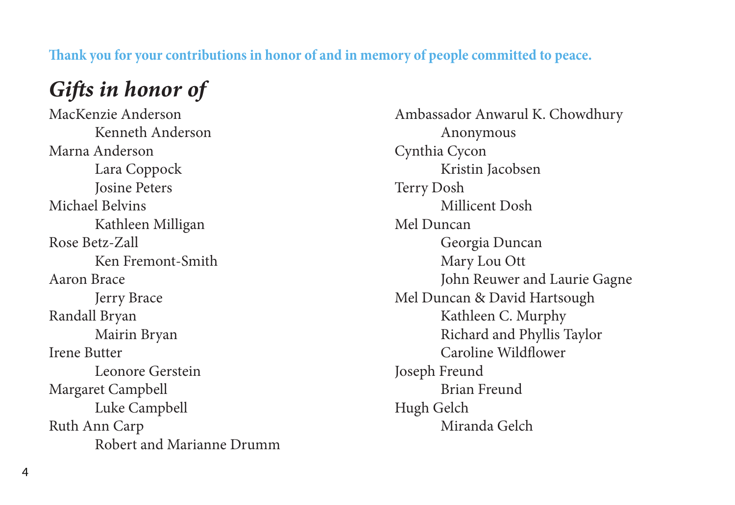**Thank you for your contributions in honor of and in memory of people committed to peace.**

## *Gifts in honor of*

MacKenzie Anderson
- Kenneth Anderson

Marna Anderson
- Lara Coppock
- Josine Peters

Michael Belvins
- Kathleen Milligan

Rose Betz-Zall
- Ken Fremont-Smith

Aaron Brace
- Jerry Brace

Randall Bryan
- Mairin Bryan

Irene Butter
- Leonore Gerstein

Margaret Campbell
- Luke Campbell

Ruth Ann Carp
- Robert and Marianne Drumm

Ambassador Anwarul K. Chowdhury
- Anonymous

Cynthia Cycon
- Kristin Jacobsen

Terry Dosh
- Millicent Dosh

Mel Duncan
- Georgia Duncan
- Mary Lou Ott
- John Reuwer and Laurie Gagne

Mel Duncan & David Hartsough
- Kathleen C. Murphy
- Richard and Phyllis Taylor
- Caroline Wildflower

Joseph Freund
- Brian Freund

Hugh Gelch
- Miranda Gelch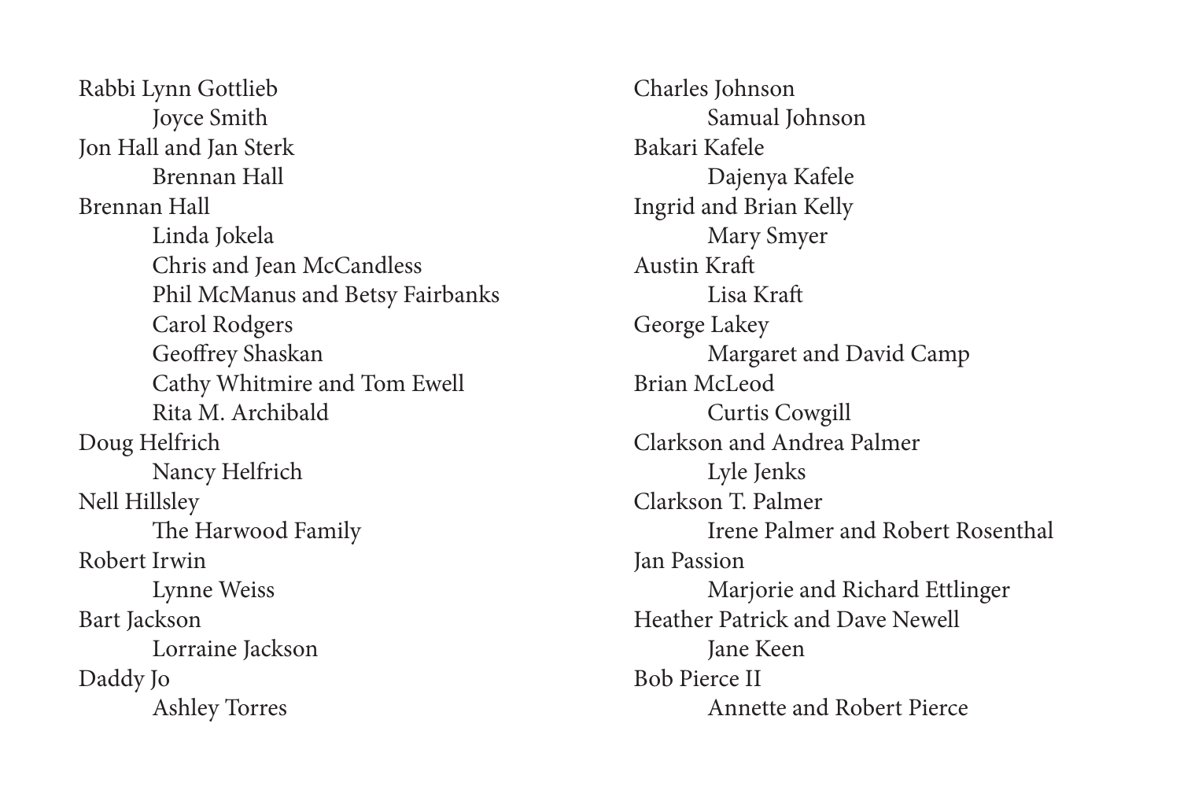Rabbi Lynn Gottlieb

    Joyce Smith

Jon Hall and Jan Sterk

    Brennan Hall

Brennan Hall

    Linda Jokela
    Chris and Jean McCandless
    Phil McManus and Betsy Fairbanks
    Carol Rodgers
    Geoffrey Shaskan
    Cathy Whitmire and Tom Ewell
    Rita M. Archibald

Doug Helfrich

    Nancy Helfrich

Nell Hillsley

    The Harwood Family

Robert Irwin

    Lynne Weiss

Bart Jackson

    Lorraine Jackson

Daddy Jo

    Ashley Torres

Charles Johnson

    Samual Johnson

Bakari Kafele

    Dajenya Kafele

Ingrid and Brian Kelly

    Mary Smyer

Austin Kraft

    Lisa Kraft

George Lakey

    Margaret and David Camp

Brian McLeod

    Curtis Cowgill

Clarkson and Andrea Palmer

    Lyle Jenks

Clarkson T. Palmer

    Irene Palmer and Robert Rosenthal

Jan Passion

    Marjorie and Richard Ettlinger

Heather Patrick and Dave Newell

    Jane Keen

Bob Pierce II

    Annette and Robert Pierce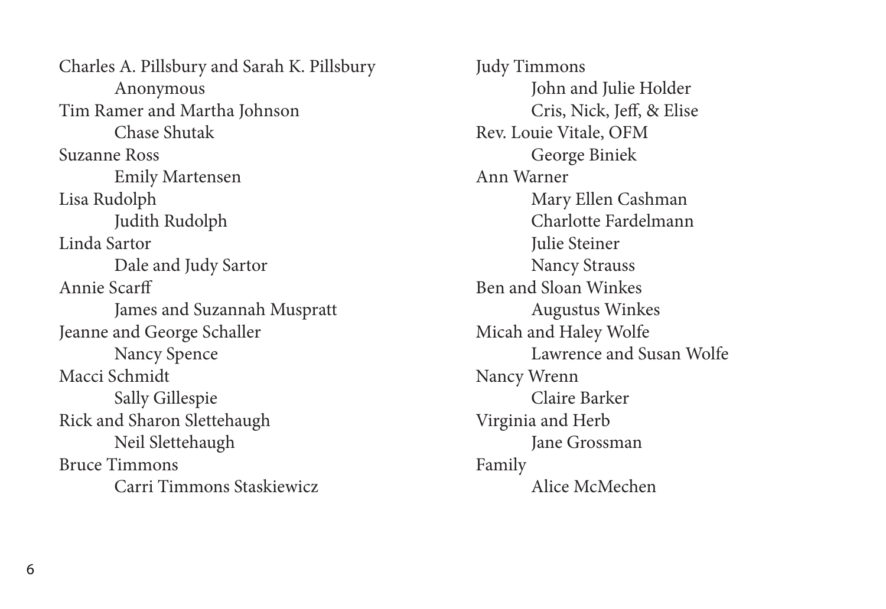Charles A. Pillsbury and Sarah K. Pillsbury
    Anonymous
Tim Ramer and Martha Johnson
    Chase Shutak
Suzanne Ross
    Emily Martensen
Lisa Rudolph
    Judith Rudolph
Linda Sartor
    Dale and Judy Sartor
Annie Scarff
    James and Suzannah Muspratt
Jeanne and George Schaller
    Nancy Spence
Macci Schmidt
    Sally Gillespie
Rick and Sharon Slettehaugh
    Neil Slettehaugh
Bruce Timmons
    Carri Timmons Staskiewicz
Judy Timmons
    John and Julie Holder
    Cris, Nick, Jeff, & Elise
Rev. Louie Vitale, OFM
    George Biniek
Ann Warner
    Mary Ellen Cashman
    Charlotte Fardelmann
    Julie Steiner
    Nancy Strauss
Ben and Sloan Winkes
    Augustus Winkes
Micah and Haley Wolfe
    Lawrence and Susan Wolfe
Nancy Wrenn
    Claire Barker
Virginia and Herb
    Jane Grossman
Family
    Alice McMechen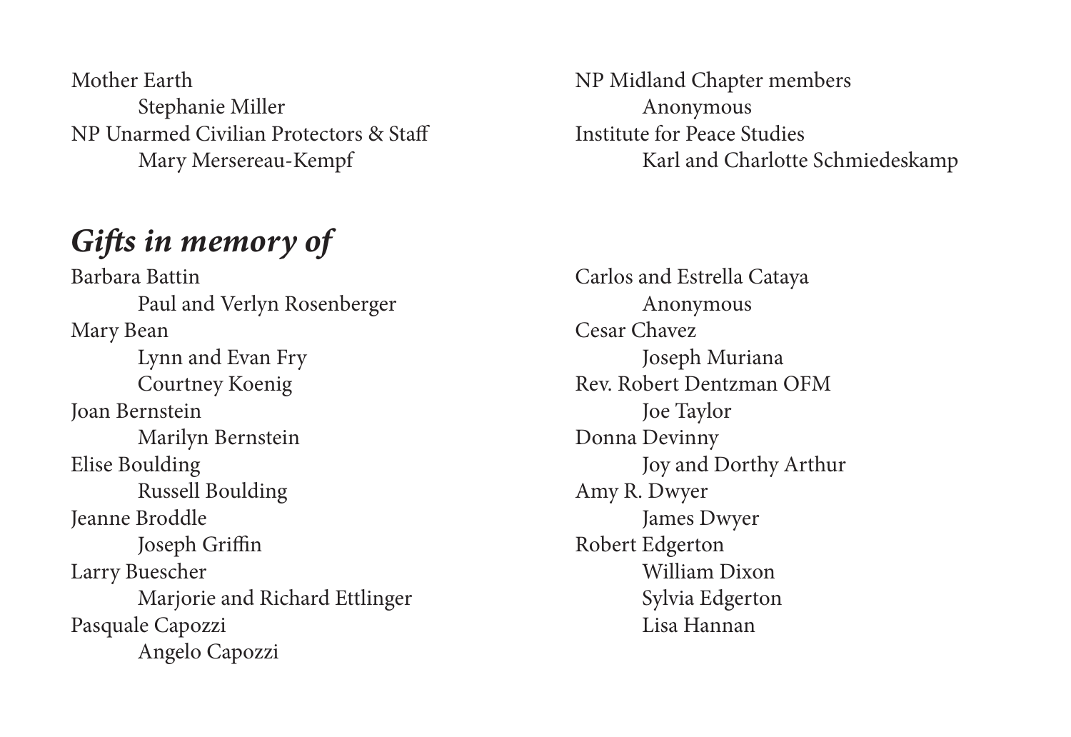Mother Earth
  Stephanie Miller
NP Unarmed Civilian Protectors & Staff
  Mary Mersereau-Kempf

NP Midland Chapter members
  Anonymous
Institute for Peace Studies
  Karl and Charlotte Schmiedeskamp

## *Gifts in memory of*

Barbara Battin
  Paul and Verlyn Rosenberger
Mary Bean
  Lynn and Evan Fry
  Courtney Koenig
Joan Bernstein
  Marilyn Bernstein
Elise Boulding
  Russell Boulding
Jeanne Broddle
  Joseph Griffin
Larry Buescher
  Marjorie and Richard Ettlinger
Pasquale Capozzi
  Angelo Capozzi

Carlos and Estrella Cataya
  Anonymous
Cesar Chavez
  Joseph Muriana
Rev. Robert Dentzman OFM
  Joe Taylor
Donna Devinny
  Joy and Dorthy Arthur
Amy R. Dwyer
  James Dwyer
Robert Edgerton
  William Dixon
  Sylvia Edgerton
  Lisa Hannan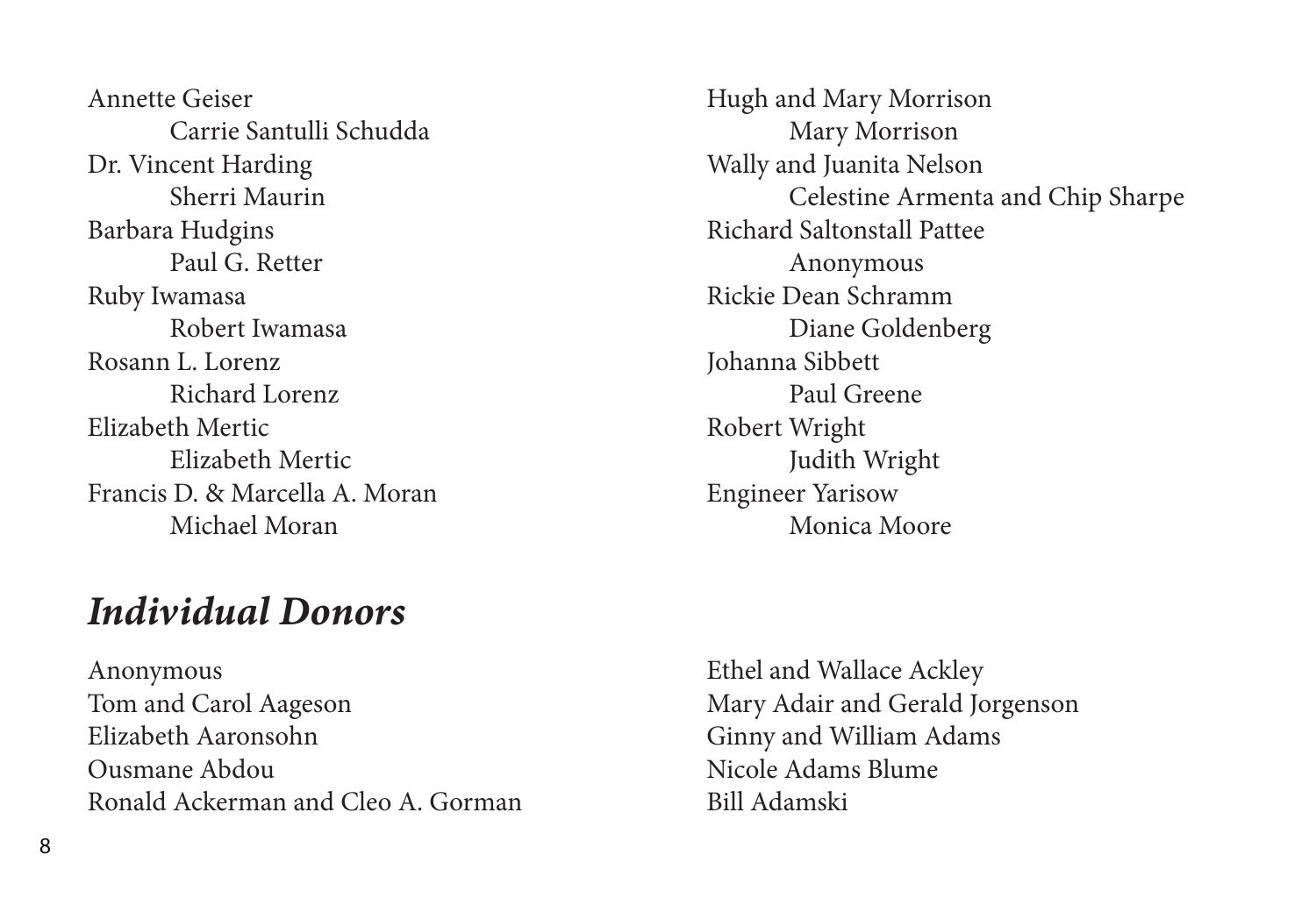Annette Geiser
    Carrie Santulli Schudda
Dr. Vincent Harding
    Sherri Maurin
Barbara Hudgins
    Paul G. Retter
Ruby Iwamasa
    Robert Iwamasa
Rosann L. Lorenz
    Richard Lorenz
Elizabeth Mertic
    Elizabeth Mertic
Francis D. & Marcella A. Moran
    Michael Moran
Hugh and Mary Morrison
    Mary Morrison
Wally and Juanita Nelson
    Celestine Armenta and Chip Sharpe
Richard Saltonstall Pattee
    Anonymous
Rickie Dean Schramm
    Diane Goldenberg
Johanna Sibbett
    Paul Greene
Robert Wright
    Judith Wright
Engineer Yarisow
    Monica Moore

## *Individual Donors*

Anonymous
Tom and Carol Aageson
Elizabeth Aaronsohn
Ousmane Abdou
Ronald Ackerman and Cleo A. Gorman
Ethel and Wallace Ackley
Mary Adair and Gerald Jorgenson
Ginny and William Adams
Nicole Adams Blume
Bill Adamski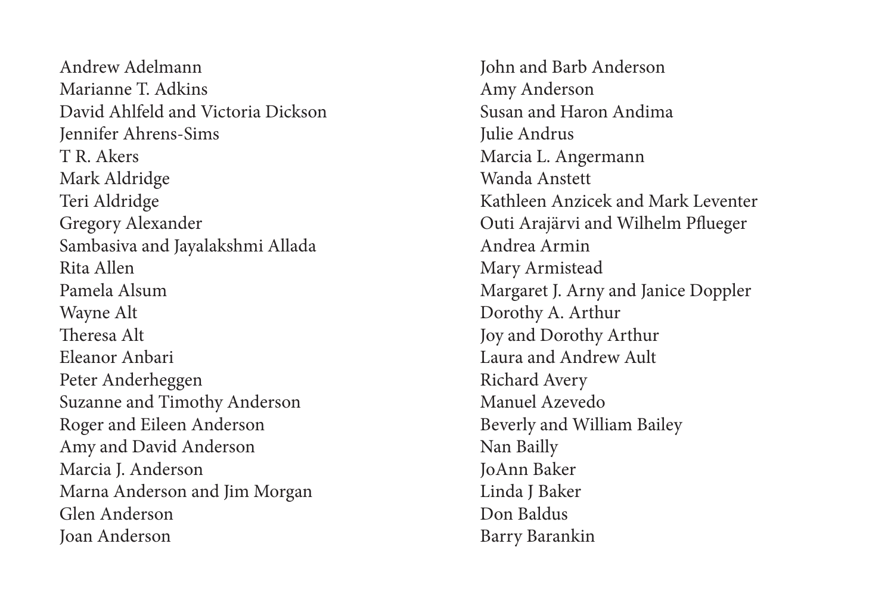Andrew Adelmann
Marianne T. Adkins
David Ahlfeld and Victoria Dickson
Jennifer Ahrens-Sims
T R. Akers
Mark Aldridge
Teri Aldridge
Gregory Alexander
Sambasiva and Jayalakshmi Allada
Rita Allen
Pamela Alsum
Wayne Alt
Theresa Alt
Eleanor Anbari
Peter Anderheggen
Suzanne and Timothy Anderson
Roger and Eileen Anderson
Amy and David Anderson
Marcia J. Anderson
Marna Anderson and Jim Morgan
Glen Anderson
Joan Anderson
John and Barb Anderson
Amy Anderson
Susan and Haron Andima
Julie Andrus
Marcia L. Angermann
Wanda Anstett
Kathleen Anzicek and Mark Leventer
Outi Arajärvi and Wilhelm Pflueger
Andrea Armin
Mary Armistead
Margaret J. Arny and Janice Doppler
Dorothy A. Arthur
Joy and Dorothy Arthur
Laura and Andrew Ault
Richard Avery
Manuel Azevedo
Beverly and William Bailey
Nan Bailly
JoAnn Baker
Linda J Baker
Don Baldus
Barry Barankin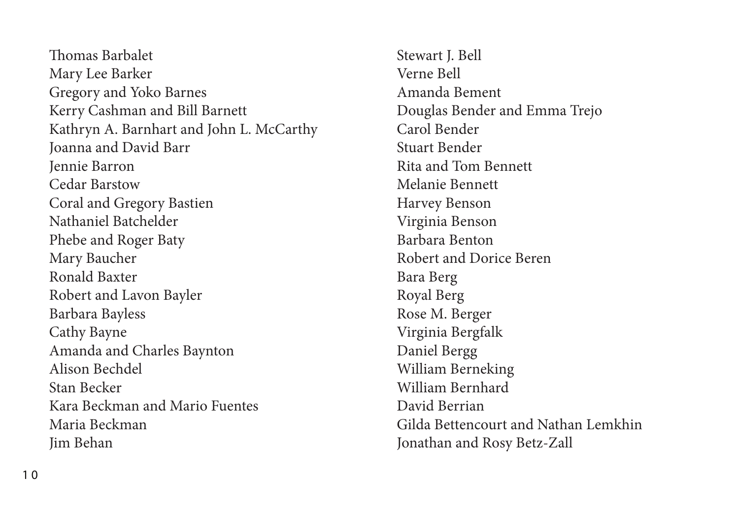Thomas Barbalet
Mary Lee Barker
Gregory and Yoko Barnes
Kerry Cashman and Bill Barnett
Kathryn A. Barnhart and John L. McCarthy
Joanna and David Barr
Jennie Barron
Cedar Barstow
Coral and Gregory Bastien
Nathaniel Batchelder
Phebe and Roger Baty
Mary Baucher
Ronald Baxter
Robert and Lavon Bayler
Barbara Bayless
Cathy Bayne
Amanda and Charles Baynton
Alison Bechdel
Stan Becker
Kara Beckman and Mario Fuentes
Maria Beckman
Jim Behan
Stewart J. Bell
Verne Bell
Amanda Bement
Douglas Bender and Emma Trejo
Carol Bender
Stuart Bender
Rita and Tom Bennett
Melanie Bennett
Harvey Benson
Virginia Benson
Barbara Benton
Robert and Dorice Beren
Bara Berg
Royal Berg
Rose M. Berger
Virginia Bergfalk
Daniel Bergg
William Berneking
William Bernhard
David Berrian
Gilda Bettencourt and Nathan Lemkhin
Jonathan and Rosy Betz-Zall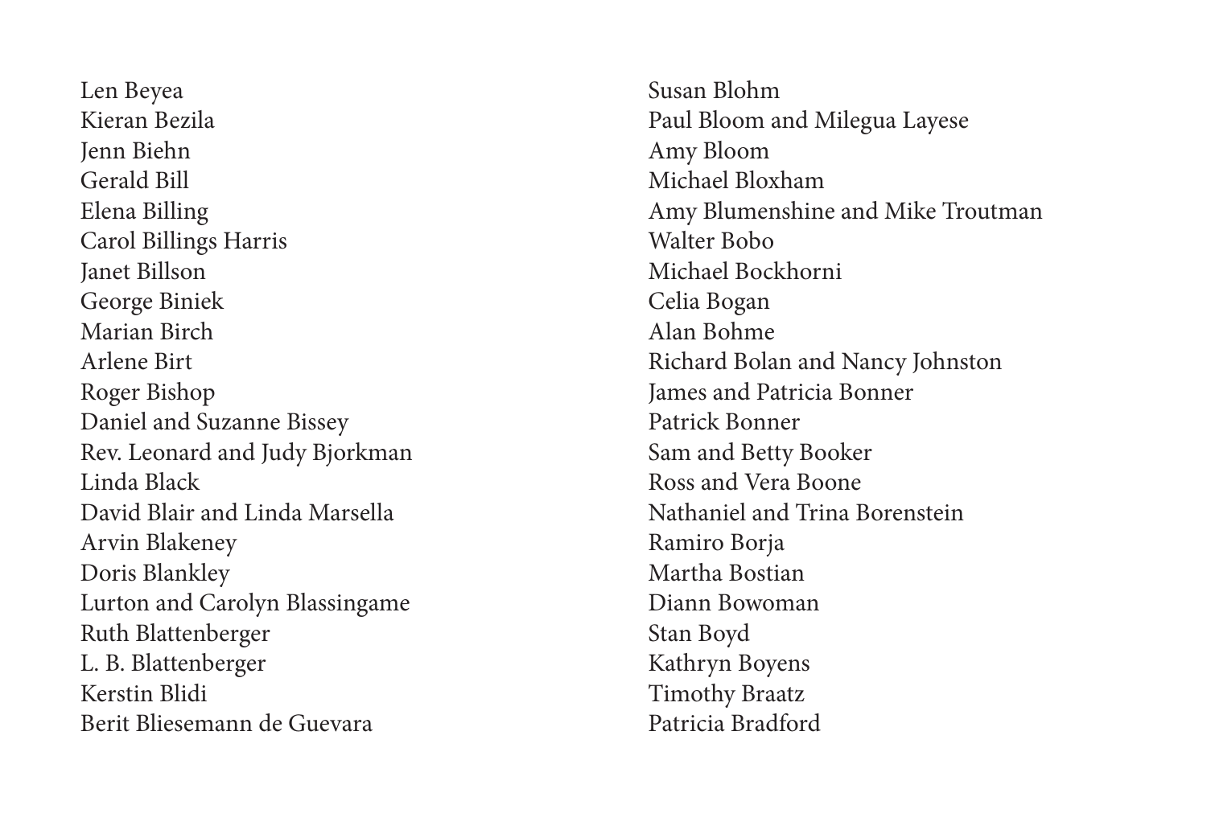Len Beyea
Kieran Bezila
Jenn Biehn
Gerald Bill
Elena Billing
Carol Billings Harris
Janet Billson
George Biniek
Marian Birch
Arlene Birt
Roger Bishop
Daniel and Suzanne Bissey
Rev. Leonard and Judy Bjorkman
Linda Black
David Blair and Linda Marsella
Arvin Blakeney
Doris Blankley
Lurton and Carolyn Blassingame
Ruth Blattenberger
L. B. Blattenberger
Kerstin Blidi
Berit Bliesemann de Guevara
Susan Blohm
Paul Bloom and Milegua Layese
Amy Bloom
Michael Bloxham
Amy Blumenshine and Mike Troutman
Walter Bobo
Michael Bockhorni
Celia Bogan
Alan Bohme
Richard Bolan and Nancy Johnston
James and Patricia Bonner
Patrick Bonner
Sam and Betty Booker
Ross and Vera Boone
Nathaniel and Trina Borenstein
Ramiro Borja
Martha Bostian
Diann Bowoman
Stan Boyd
Kathryn Boyens
Timothy Braatz
Patricia Bradford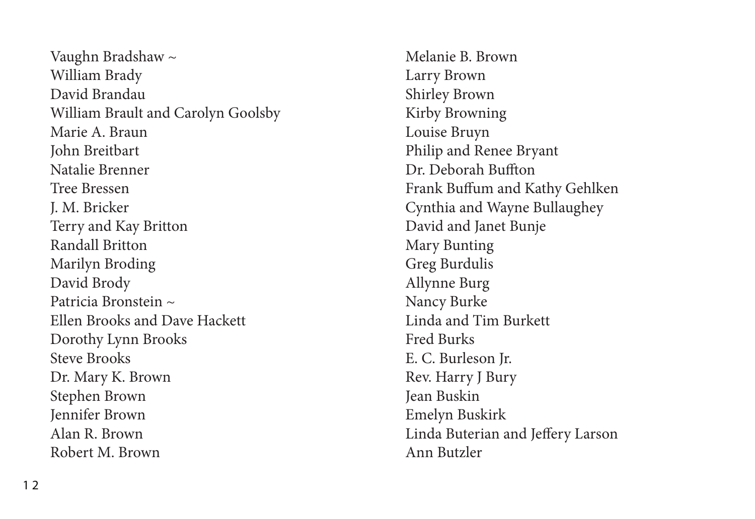Vaughn Bradshaw ~
William Brady
David Brandau
William Brault and Carolyn Goolsby
Marie A. Braun
John Breitbart
Natalie Brenner
Tree Bressen
J. M. Bricker
Terry and Kay Britton
Randall Britton
Marilyn Broding
David Brody
Patricia Bronstein ~
Ellen Brooks and Dave Hackett
Dorothy Lynn Brooks
Steve Brooks
Dr. Mary K. Brown
Stephen Brown
Jennifer Brown
Alan R. Brown
Robert M. Brown
Melanie B. Brown
Larry Brown
Shirley Brown
Kirby Browning
Louise Bruyn
Philip and Renee Bryant
Dr. Deborah Buffton
Frank Buffum and Kathy Gehlken
Cynthia and Wayne Bullaughey
David and Janet Bunje
Mary Bunting
Greg Burdulis
Allynne Burg
Nancy Burke
Linda and Tim Burkett
Fred Burks
E. C. Burleson Jr.
Rev. Harry J Bury
Jean Buskin
Emelyn Buskirk
Linda Buterian and Jeffery Larson
Ann Butzler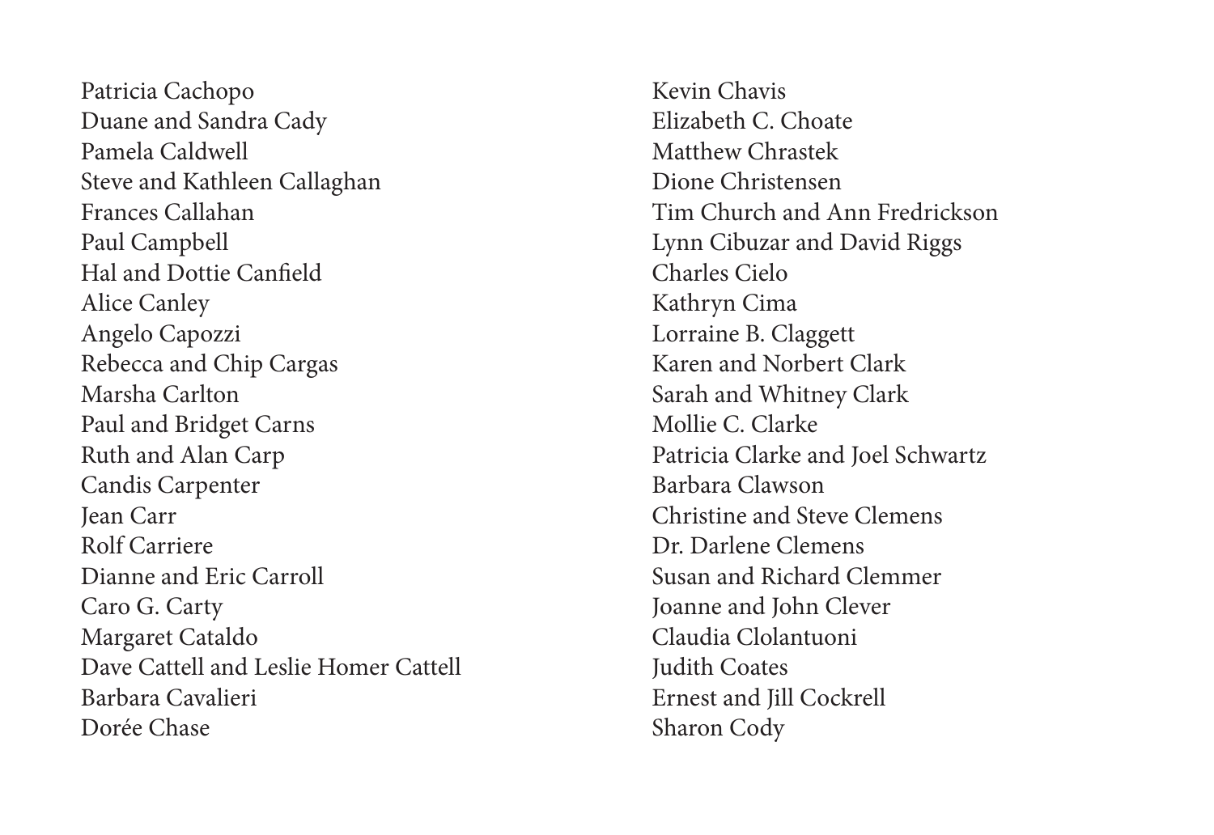Patricia Cachopo
Duane and Sandra Cady
Pamela Caldwell
Steve and Kathleen Callaghan
Frances Callahan
Paul Campbell
Hal and Dottie Canfield
Alice Canley
Angelo Capozzi
Rebecca and Chip Cargas
Marsha Carlton
Paul and Bridget Carns
Ruth and Alan Carp
Candis Carpenter
Jean Carr
Rolf Carriere
Dianne and Eric Carroll
Caro G. Carty
Margaret Cataldo
Dave Cattell and Leslie Homer Cattell
Barbara Cavalieri
Dorée Chase
Kevin Chavis
Elizabeth C. Choate
Matthew Chrastek
Dione Christensen
Tim Church and Ann Fredrickson
Lynn Cibuzar and David Riggs
Charles Cielo
Kathryn Cima
Lorraine B. Claggett
Karen and Norbert Clark
Sarah and Whitney Clark
Mollie C. Clarke
Patricia Clarke and Joel Schwartz
Barbara Clawson
Christine and Steve Clemens
Dr. Darlene Clemens
Susan and Richard Clemmer
Joanne and John Clever
Claudia Clolantuoni
Judith Coates
Ernest and Jill Cockrell
Sharon Cody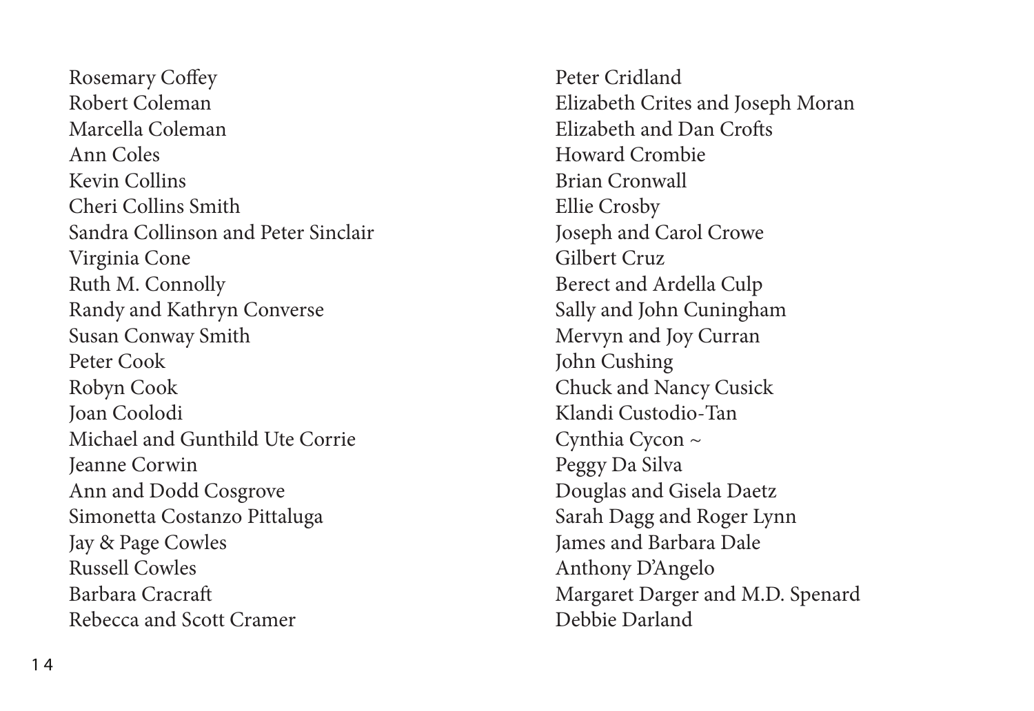Rosemary Coffey
Robert Coleman
Marcella Coleman
Ann Coles
Kevin Collins
Cheri Collins Smith
Sandra Collinson and Peter Sinclair
Virginia Cone
Ruth M. Connolly
Randy and Kathryn Converse
Susan Conway Smith
Peter Cook
Robyn Cook
Joan Coolodi
Michael and Gunthild Ute Corrie
Jeanne Corwin
Ann and Dodd Cosgrove
Simonetta Costanzo Pittaluga
Jay & Page Cowles
Russell Cowles
Barbara Cracraft
Rebecca and Scott Cramer
Peter Cridland
Elizabeth Crites and Joseph Moran
Elizabeth and Dan Crofts
Howard Crombie
Brian Cronwall
Ellie Crosby
Joseph and Carol Crowe
Gilbert Cruz
Berect and Ardella Culp
Sally and John Cuningham
Mervyn and Joy Curran
John Cushing
Chuck and Nancy Cusick
Klandi Custodio-Tan
Cynthia Cycon ~
Peggy Da Silva
Douglas and Gisela Daetz
Sarah Dagg and Roger Lynn
James and Barbara Dale
Anthony D'Angelo
Margaret Darger and M.D. Spenard
Debbie Darland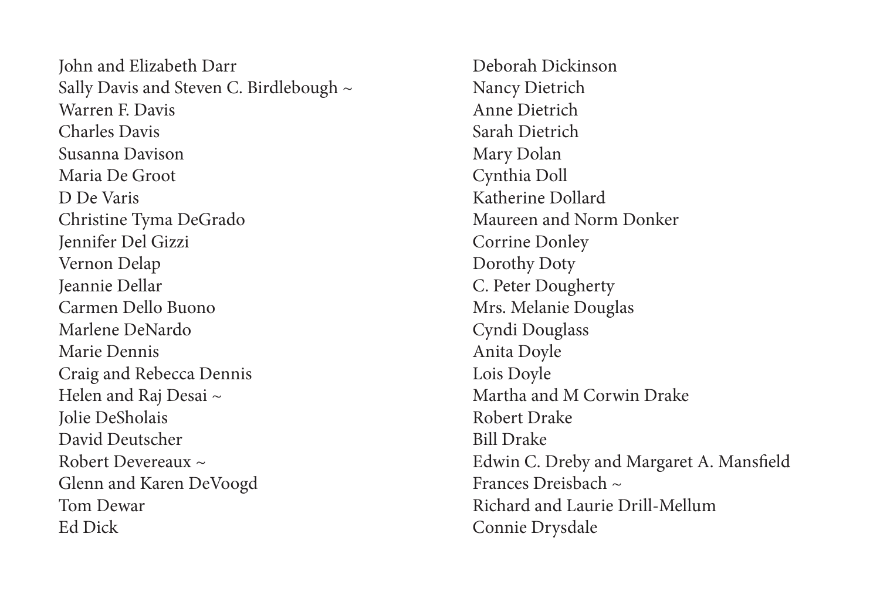John and Elizabeth Darr
Sally Davis and Steven C. Birdlebough ~
Warren F. Davis
Charles Davis
Susanna Davison
Maria De Groot
D De Varis
Christine Tyma DeGrado
Jennifer Del Gizzi
Vernon Delap
Jeannie Dellar
Carmen Dello Buono
Marlene DeNardo
Marie Dennis
Craig and Rebecca Dennis
Helen and Raj Desai ~
Jolie DeSholais
David Deutscher
Robert Devereaux ~
Glenn and Karen DeVoogd
Tom Dewar
Ed Dick
Deborah Dickinson
Nancy Dietrich
Anne Dietrich
Sarah Dietrich
Mary Dolan
Cynthia Doll
Katherine Dollard
Maureen and Norm Donker
Corrine Donley
Dorothy Doty
C. Peter Dougherty
Mrs. Melanie Douglas
Cyndi Douglass
Anita Doyle
Lois Doyle
Martha and M Corwin Drake
Robert Drake
Bill Drake
Edwin C. Dreby and Margaret A. Mansfield
Frances Dreisbach ~
Richard and Laurie Drill-Mellum
Connie Drysdale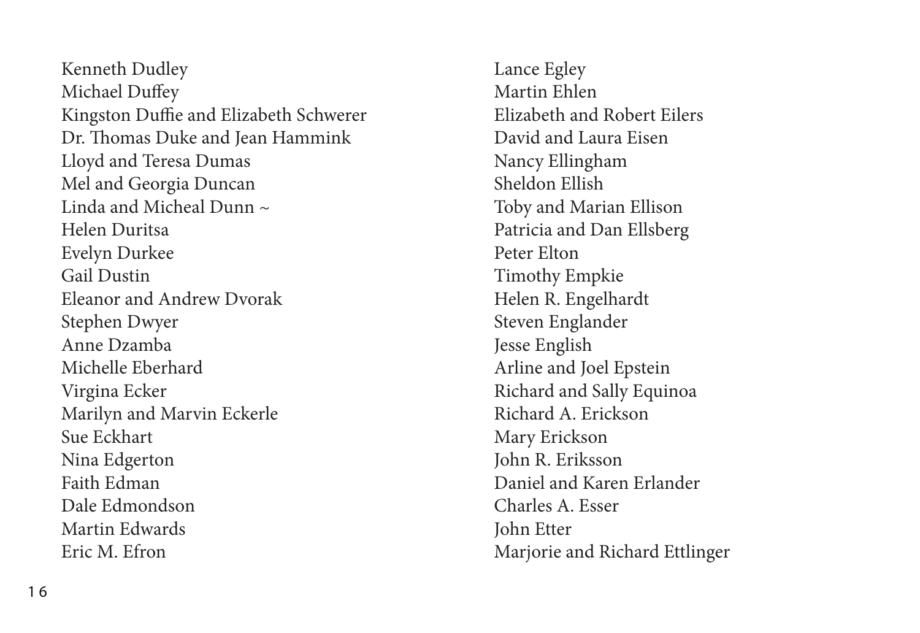Kenneth Dudley
Michael Duffey
Kingston Duffie and Elizabeth Schwerer
Dr. Thomas Duke and Jean Hammink
Lloyd and Teresa Dumas
Mel and Georgia Duncan
Linda and Micheal Dunn ~
Helen Duritsa
Evelyn Durkee
Gail Dustin
Eleanor and Andrew Dvorak
Stephen Dwyer
Anne Dzamba
Michelle Eberhard
Virgina Ecker
Marilyn and Marvin Eckerle
Sue Eckhart
Nina Edgerton
Faith Edman
Dale Edmondson
Martin Edwards
Eric M. Efron
Lance Egley
Martin Ehlen
Elizabeth and Robert Eilers
David and Laura Eisen
Nancy Ellingham
Sheldon Ellish
Toby and Marian Ellison
Patricia and Dan Ellsberg
Peter Elton
Timothy Empkie
Helen R. Engelhardt
Steven Englander
Jesse English
Arline and Joel Epstein
Richard and Sally Equinoa
Richard A. Erickson
Mary Erickson
John R. Eriksson
Daniel and Karen Erlander
Charles A. Esser
John Etter
Marjorie and Richard Ettlinger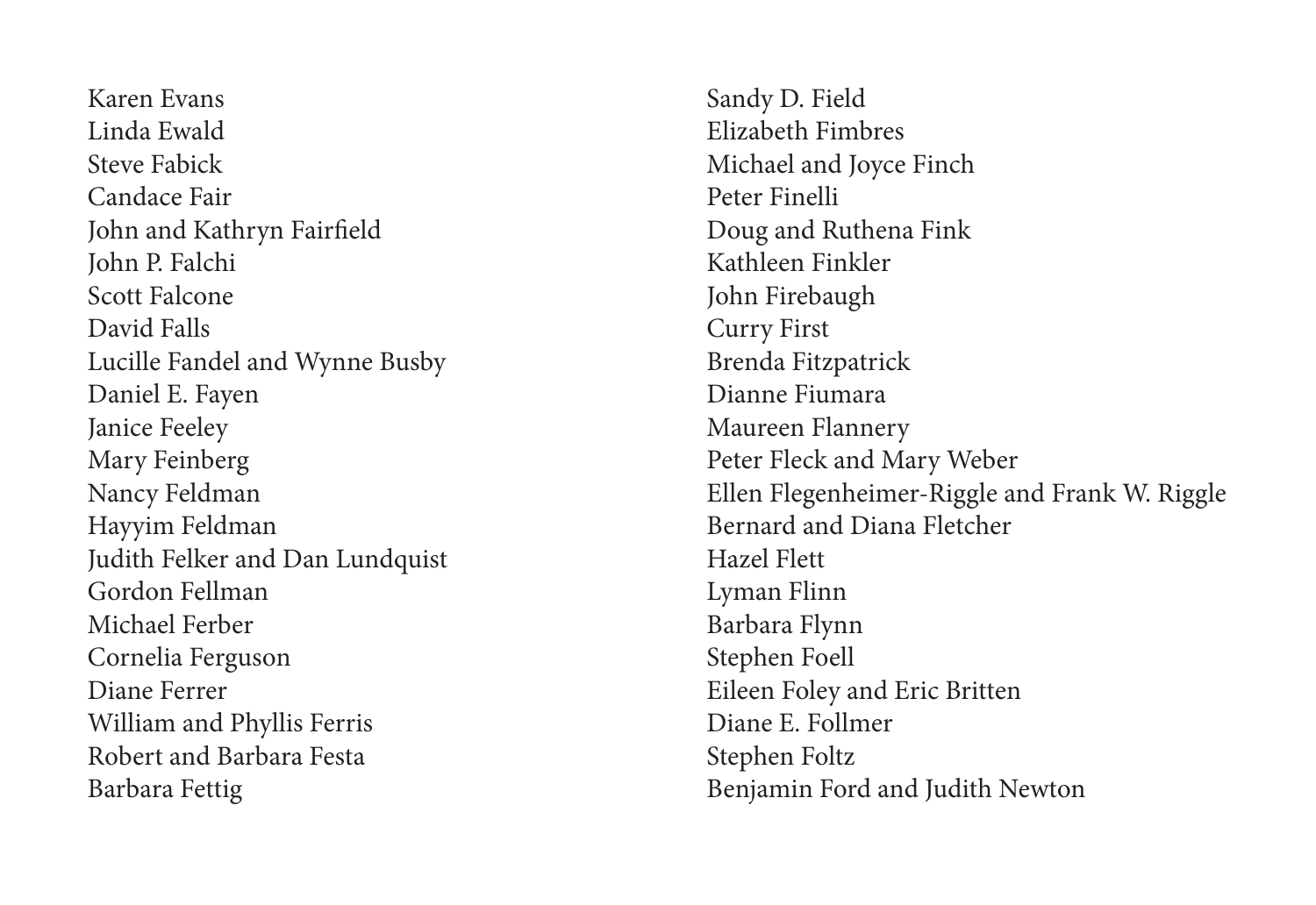Karen Evans
Linda Ewald
Steve Fabick
Candace Fair
John and Kathryn Fairfield
John P. Falchi
Scott Falcone
David Falls
Lucille Fandel and Wynne Busby
Daniel E. Fayen
Janice Feeley
Mary Feinberg
Nancy Feldman
Hayyim Feldman
Judith Felker and Dan Lundquist
Gordon Fellman
Michael Ferber
Cornelia Ferguson
Diane Ferrer
William and Phyllis Ferris
Robert and Barbara Festa
Barbara Fettig
Sandy D. Field
Elizabeth Fimbres
Michael and Joyce Finch
Peter Finelli
Doug and Ruthena Fink
Kathleen Finkler
John Firebaugh
Curry First
Brenda Fitzpatrick
Dianne Fiumara
Maureen Flannery
Peter Fleck and Mary Weber
Ellen Flegenheimer-Riggle and Frank W. Riggle
Bernard and Diana Fletcher
Hazel Flett
Lyman Flinn
Barbara Flynn
Stephen Foell
Eileen Foley and Eric Britten
Diane E. Follmer
Stephen Foltz
Benjamin Ford and Judith Newton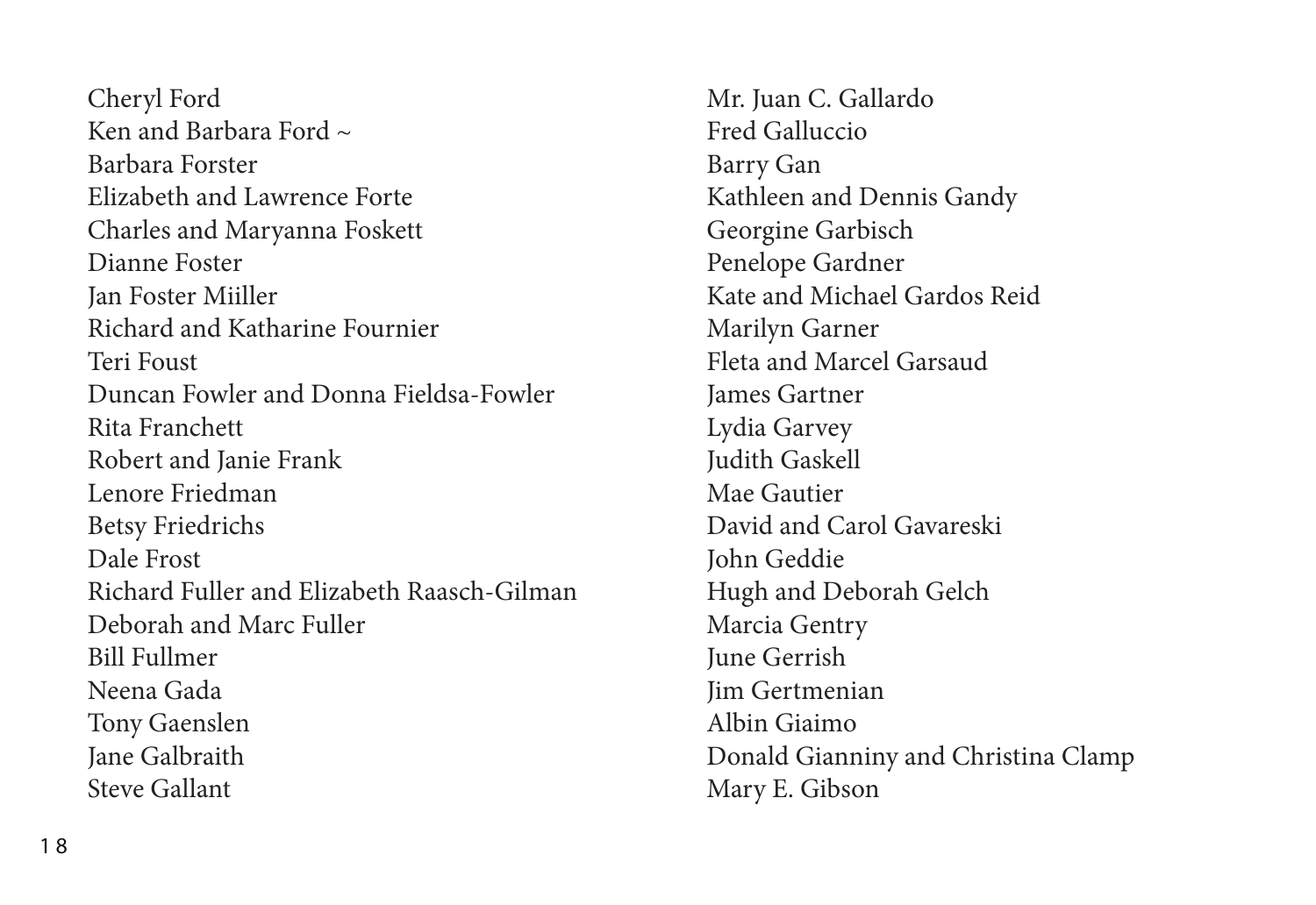Cheryl Ford
Ken and Barbara Ford ~
Barbara Forster
Elizabeth and Lawrence Forte
Charles and Maryanna Foskett
Dianne Foster
Jan Foster Miiller
Richard and Katharine Fournier
Teri Foust
Duncan Fowler and Donna Fieldsa-Fowler
Rita Franchett
Robert and Janie Frank
Lenore Friedman
Betsy Friedrichs
Dale Frost
Richard Fuller and Elizabeth Raasch-Gilman
Deborah and Marc Fuller
Bill Fullmer
Neena Gada
Tony Gaenslen
Jane Galbraith
Steve Gallant
Mr. Juan C. Gallardo
Fred Galluccio
Barry Gan
Kathleen and Dennis Gandy
Georgine Garbisch
Penelope Gardner
Kate and Michael Gardos Reid
Marilyn Garner
Fleta and Marcel Garsaud
James Gartner
Lydia Garvey
Judith Gaskell
Mae Gautier
David and Carol Gavareski
John Geddie
Hugh and Deborah Gelch
Marcia Gentry
June Gerrish
Jim Gertmenian
Albin Giaimo
Donald Gianniny and Christina Clamp
Mary E. Gibson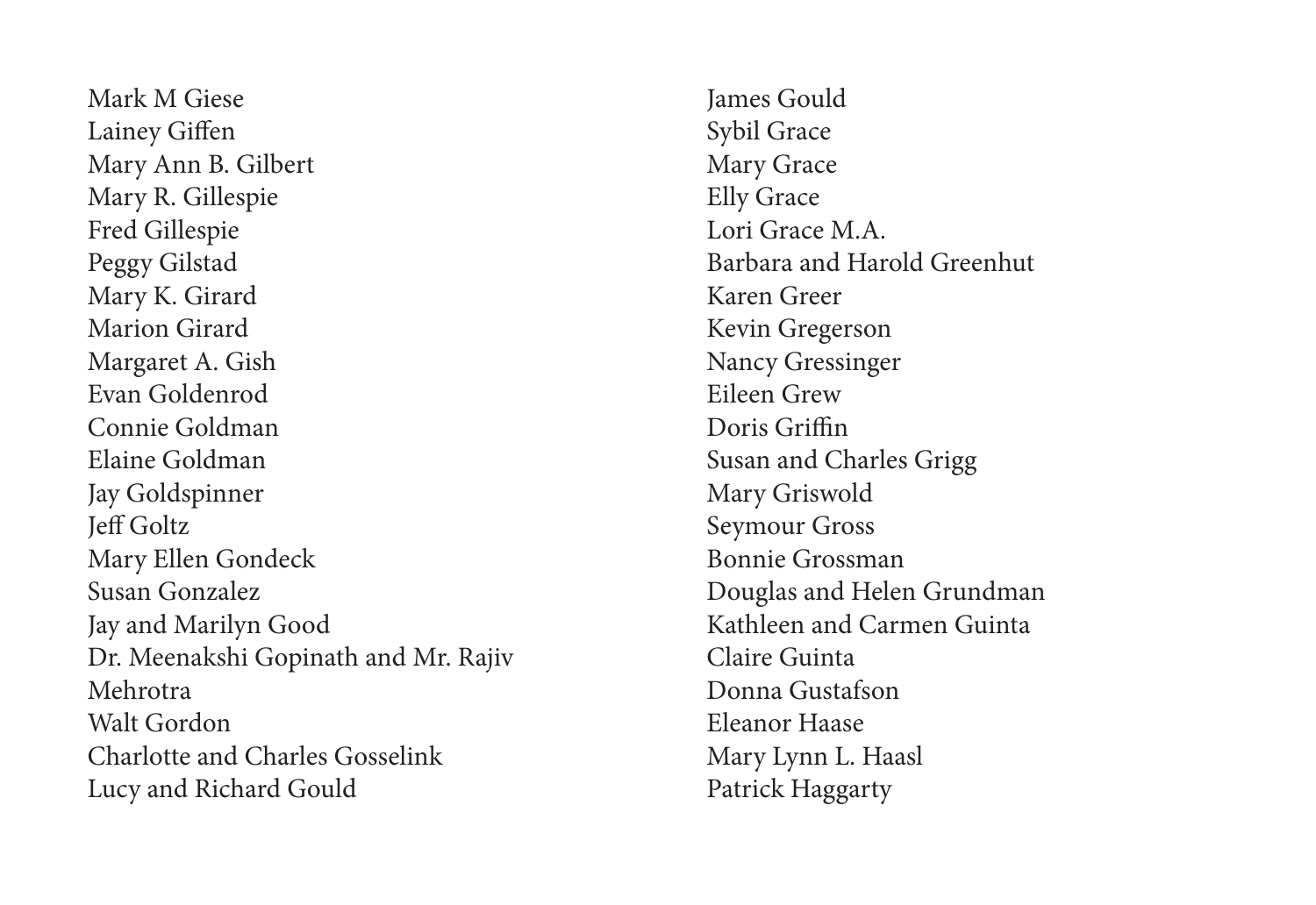Mark M Giese
Lainey Giffen
Mary Ann B. Gilbert
Mary R. Gillespie
Fred Gillespie
Peggy Gilstad
Mary K. Girard
Marion Girard
Margaret A. Gish
Evan Goldenrod
Connie Goldman
Elaine Goldman
Jay Goldspinner
Jeff Goltz
Mary Ellen Gondeck
Susan Gonzalez
Jay and Marilyn Good
Dr. Meenakshi Gopinath and Mr. Rajiv Mehrotra
Walt Gordon
Charlotte and Charles Gosselink
Lucy and Richard Gould
James Gould
Sybil Grace
Mary Grace
Elly Grace
Lori Grace M.A.
Barbara and Harold Greenhut
Karen Greer
Kevin Gregerson
Nancy Gressinger
Eileen Grew
Doris Griffin
Susan and Charles Grigg
Mary Griswold
Seymour Gross
Bonnie Grossman
Douglas and Helen Grundman
Kathleen and Carmen Guinta
Claire Guinta
Donna Gustafson
Eleanor Haase
Mary Lynn L. Haasl
Patrick Haggarty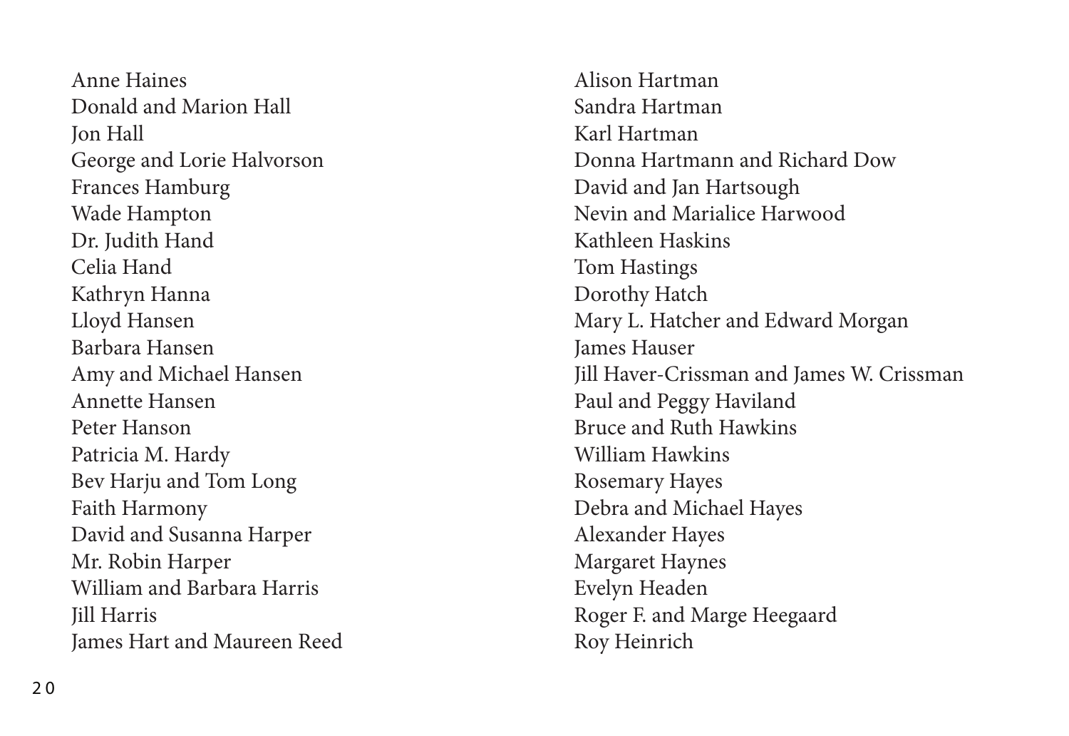Anne Haines
Donald and Marion Hall
Jon Hall
George and Lorie Halvorson
Frances Hamburg
Wade Hampton
Dr. Judith Hand
Celia Hand
Kathryn Hanna
Lloyd Hansen
Barbara Hansen
Amy and Michael Hansen
Annette Hansen
Peter Hanson
Patricia M. Hardy
Bev Harju and Tom Long
Faith Harmony
David and Susanna Harper
Mr. Robin Harper
William and Barbara Harris
Jill Harris
James Hart and Maureen Reed
Alison Hartman
Sandra Hartman
Karl Hartman
Donna Hartmann and Richard Dow
David and Jan Hartsough
Nevin and Marialice Harwood
Kathleen Haskins
Tom Hastings
Dorothy Hatch
Mary L. Hatcher and Edward Morgan
James Hauser
Jill Haver-Crissman and James W. Crissman
Paul and Peggy Haviland
Bruce and Ruth Hawkins
William Hawkins
Rosemary Hayes
Debra and Michael Hayes
Alexander Hayes
Margaret Haynes
Evelyn Headen
Roger F. and Marge Heegaard
Roy Heinrich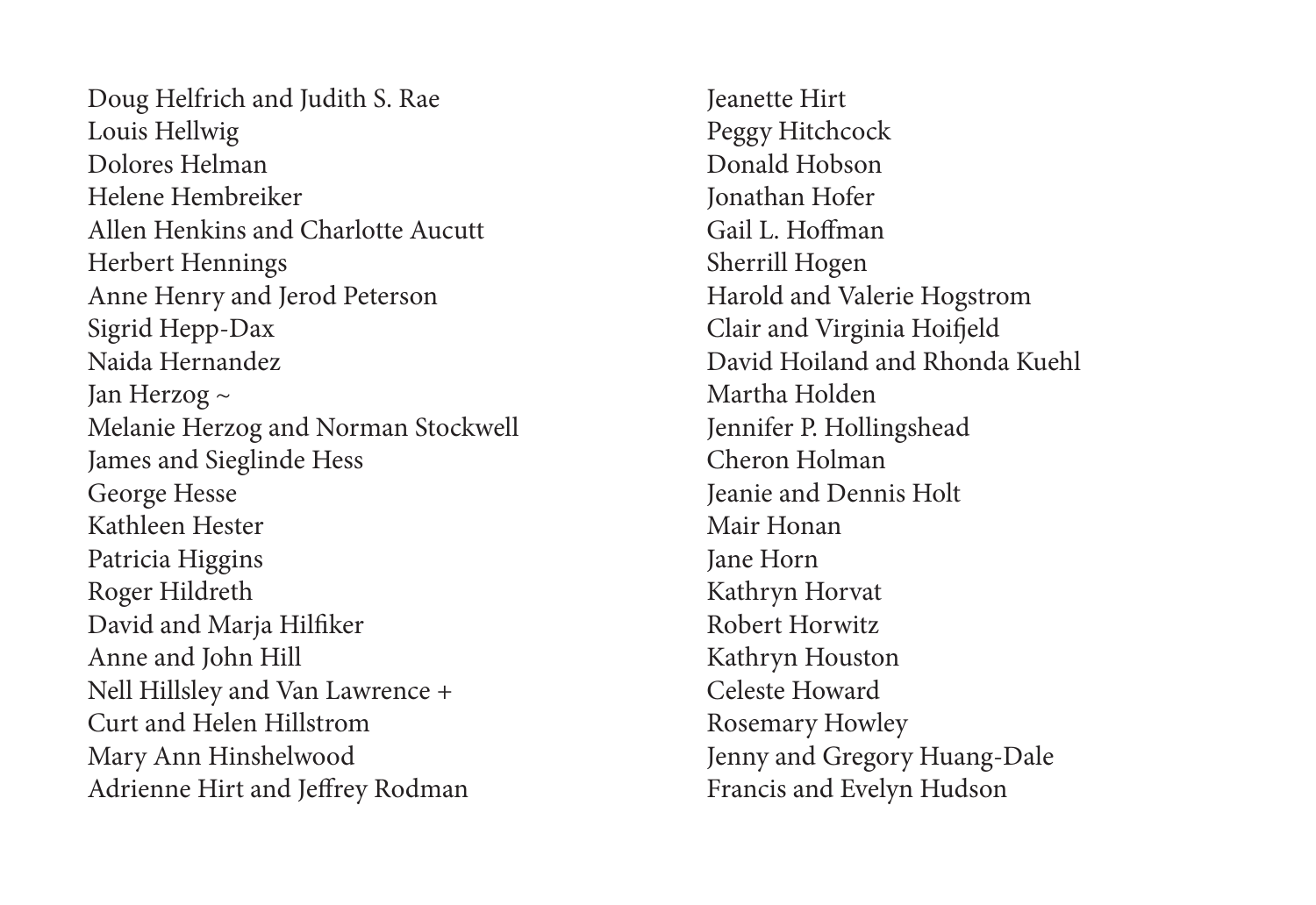Doug Helfrich and Judith S. Rae
Louis Hellwig
Dolores Helman
Helene Hembreiker
Allen Henkins and Charlotte Aucutt
Herbert Hennings
Anne Henry and Jerod Peterson
Sigrid Hepp-Dax
Naida Hernandez
Jan Herzog ~
Melanie Herzog and Norman Stockwell
James and Sieglinde Hess
George Hesse
Kathleen Hester
Patricia Higgins
Roger Hildreth
David and Marja Hilfiker
Anne and John Hill
Nell Hillsley and Van Lawrence +
Curt and Helen Hillstrom
Mary Ann Hinshelwood
Adrienne Hirt and Jeffrey Rodman
Jeanette Hirt
Peggy Hitchcock
Donald Hobson
Jonathan Hofer
Gail L. Hoffman
Sherrill Hogen
Harold and Valerie Hogstrom
Clair and Virginia Hoifjeld
David Hoiland and Rhonda Kuehl
Martha Holden
Jennifer P. Hollingshead
Cheron Holman
Jeanie and Dennis Holt
Mair Honan
Jane Horn
Kathryn Horvat
Robert Horwitz
Kathryn Houston
Celeste Howard
Rosemary Howley
Jenny and Gregory Huang-Dale
Francis and Evelyn Hudson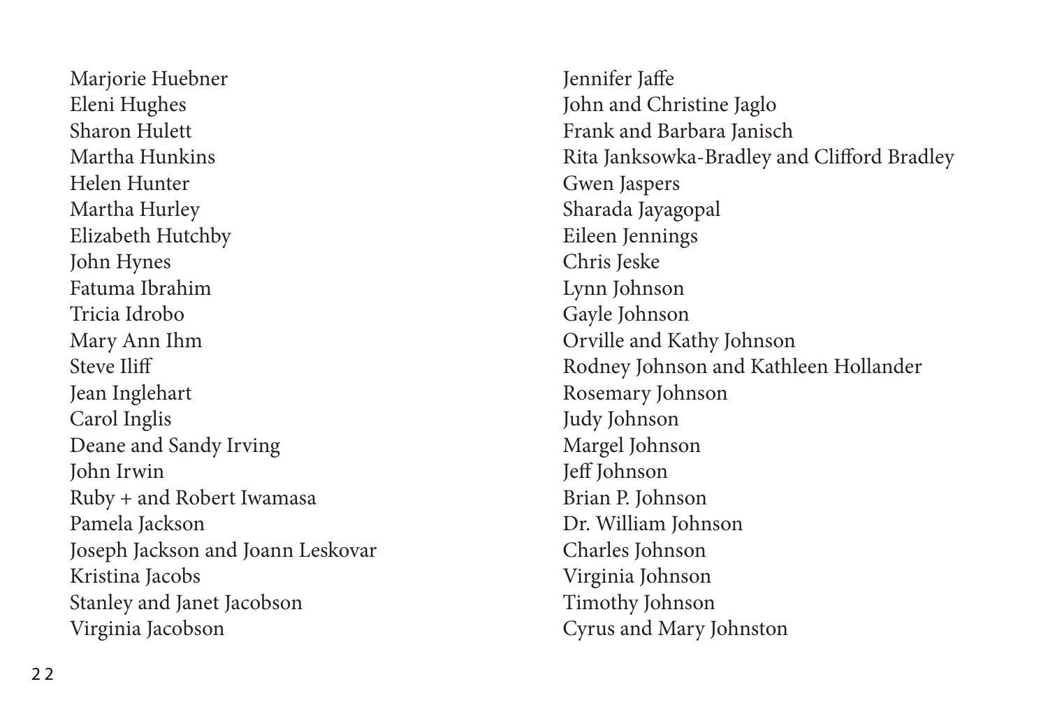Marjorie Huebner
Eleni Hughes
Sharon Hulett
Martha Hunkins
Helen Hunter
Martha Hurley
Elizabeth Hutchby
John Hynes
Fatuma Ibrahim
Tricia Idrobo
Mary Ann Ihm
Steve Iliff
Jean Inglehart
Carol Inglis
Deane and Sandy Irving
John Irwin
Ruby + and Robert Iwamasa
Pamela Jackson
Joseph Jackson and Joann Leskovar
Kristina Jacobs
Stanley and Janet Jacobson
Virginia Jacobson
Jennifer Jaffe
John and Christine Jaglo
Frank and Barbara Janisch
Rita Janksowka-Bradley and Clifford Bradley
Gwen Jaspers
Sharada Jayagopal
Eileen Jennings
Chris Jeske
Lynn Johnson
Gayle Johnson
Orville and Kathy Johnson
Rodney Johnson and Kathleen Hollander
Rosemary Johnson
Judy Johnson
Margel Johnson
Jeff Johnson
Brian P. Johnson
Dr. William Johnson
Charles Johnson
Virginia Johnson
Timothy Johnson
Cyrus and Mary Johnston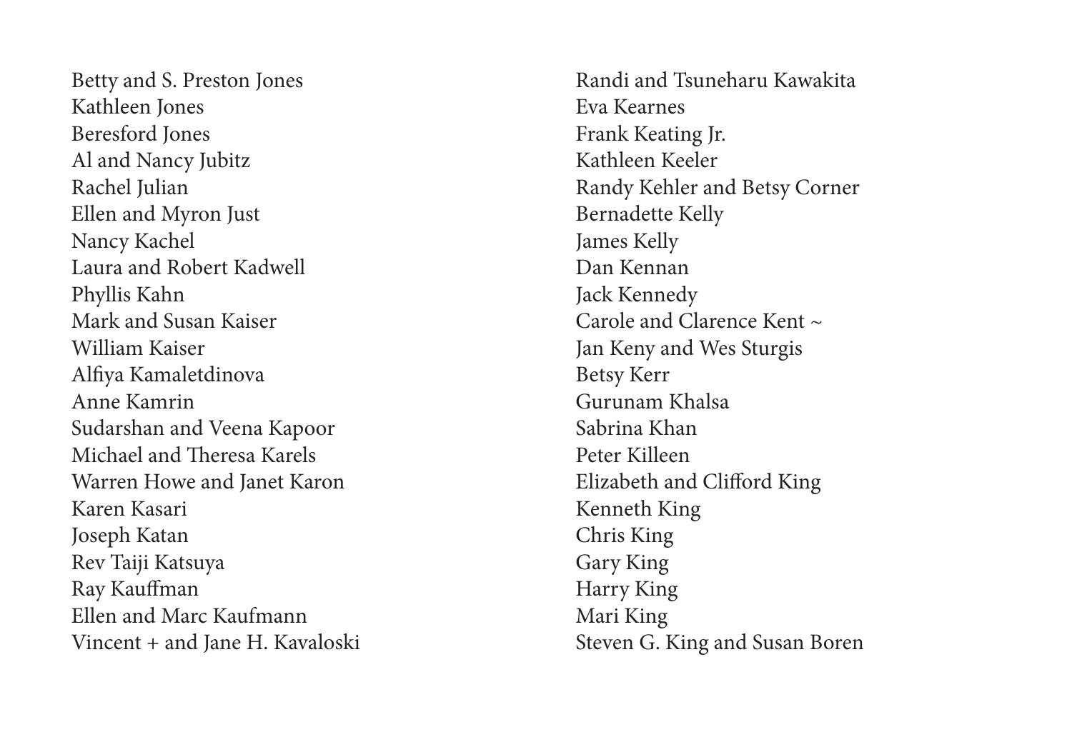Betty and S. Preston Jones
Kathleen Jones
Beresford Jones
Al and Nancy Jubitz
Rachel Julian
Ellen and Myron Just
Nancy Kachel
Laura and Robert Kadwell
Phyllis Kahn
Mark and Susan Kaiser
William Kaiser
Alfiya Kamaletdinova
Anne Kamrin
Sudarshan and Veena Kapoor
Michael and Theresa Karels
Warren Howe and Janet Karon
Karen Kasari
Joseph Katan
Rev Taiji Katsuya
Ray Kauffman
Ellen and Marc Kaufmann
Vincent + and Jane H. Kavaloski

Randi and Tsuneharu Kawakita
Eva Kearnes
Frank Keating Jr.
Kathleen Keeler
Randy Kehler and Betsy Corner
Bernadette Kelly
James Kelly
Dan Kennan
Jack Kennedy
Carole and Clarence Kent ~
Jan Keny and Wes Sturgis
Betsy Kerr
Gurunam Khalsa
Sabrina Khan
Peter Killeen
Elizabeth and Clifford King
Kenneth King
Chris King
Gary King
Harry King
Mari King
Steven G. King and Susan Boren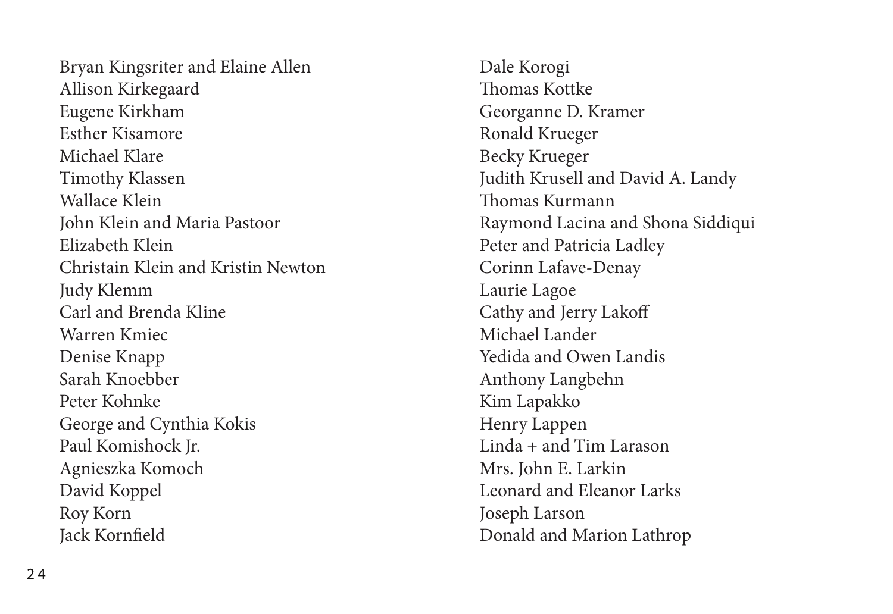Bryan Kingsriter and Elaine Allen
Allison Kirkegaard
Eugene Kirkham
Esther Kisamore
Michael Klare
Timothy Klassen
Wallace Klein
John Klein and Maria Pastoor
Elizabeth Klein
Christain Klein and Kristin Newton
Judy Klemm
Carl and Brenda Kline
Warren Kmiec
Denise Knapp
Sarah Knoebber
Peter Kohnke
George and Cynthia Kokis
Paul Komishock Jr.
Agnieszka Komoch
David Koppel
Roy Korn
Jack Kornfield
Dale Korogi
Thomas Kottke
Georganne D. Kramer
Ronald Krueger
Becky Krueger
Judith Krusell and David A. Landy
Thomas Kurmann
Raymond Lacina and Shona Siddiqui
Peter and Patricia Ladley
Corinn Lafave-Denay
Laurie Lagoe
Cathy and Jerry Lakoff
Michael Lander
Yedida and Owen Landis
Anthony Langbehn
Kim Lapakko
Henry Lappen
Linda + and Tim Larason
Mrs. John E. Larkin
Leonard and Eleanor Larks
Joseph Larson
Donald and Marion Lathrop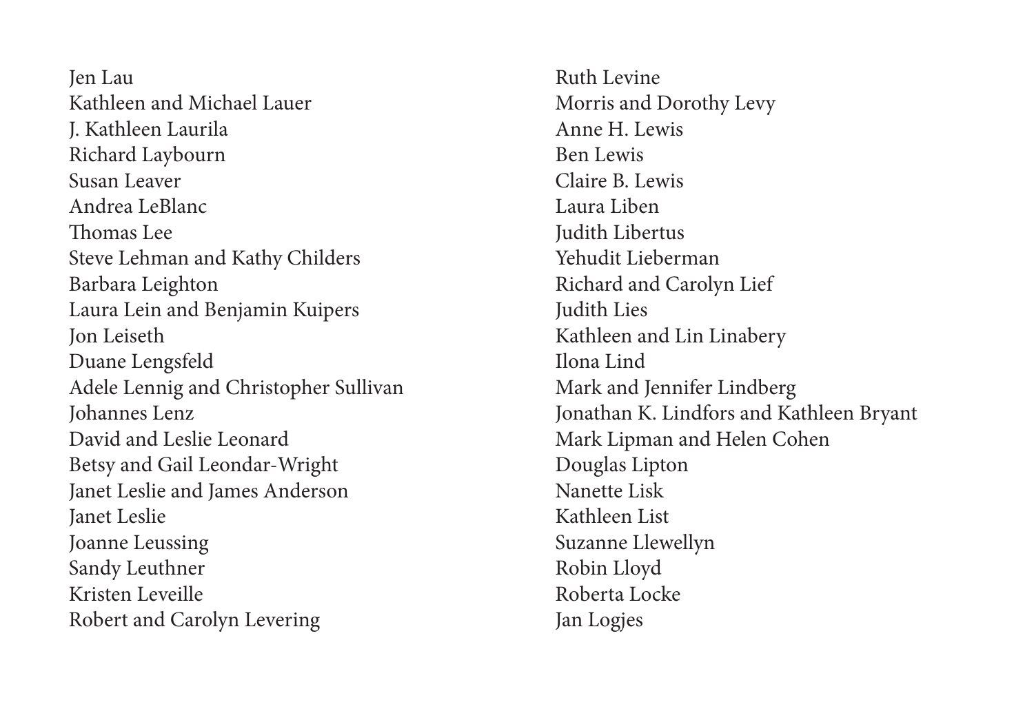Jen Lau
Kathleen and Michael Lauer
J. Kathleen Laurila
Richard Laybourn
Susan Leaver
Andrea LeBlanc
Thomas Lee
Steve Lehman and Kathy Childers
Barbara Leighton
Laura Lein and Benjamin Kuipers
Jon Leiseth
Duane Lengsfeld
Adele Lennig and Christopher Sullivan
Johannes Lenz
David and Leslie Leonard
Betsy and Gail Leondar-Wright
Janet Leslie and James Anderson
Janet Leslie
Joanne Leussing
Sandy Leuthner
Kristen Leveille
Robert and Carolyn Levering
Ruth Levine
Morris and Dorothy Levy
Anne H. Lewis
Ben Lewis
Claire B. Lewis
Laura Liben
Judith Libertus
Yehudit Lieberman
Richard and Carolyn Lief
Judith Lies
Kathleen and Lin Linabery
Ilona Lind
Mark and Jennifer Lindberg
Jonathan K. Lindfors and Kathleen Bryant
Mark Lipman and Helen Cohen
Douglas Lipton
Nanette Lisk
Kathleen List
Suzanne Llewellyn
Robin Lloyd
Roberta Locke
Jan Logjes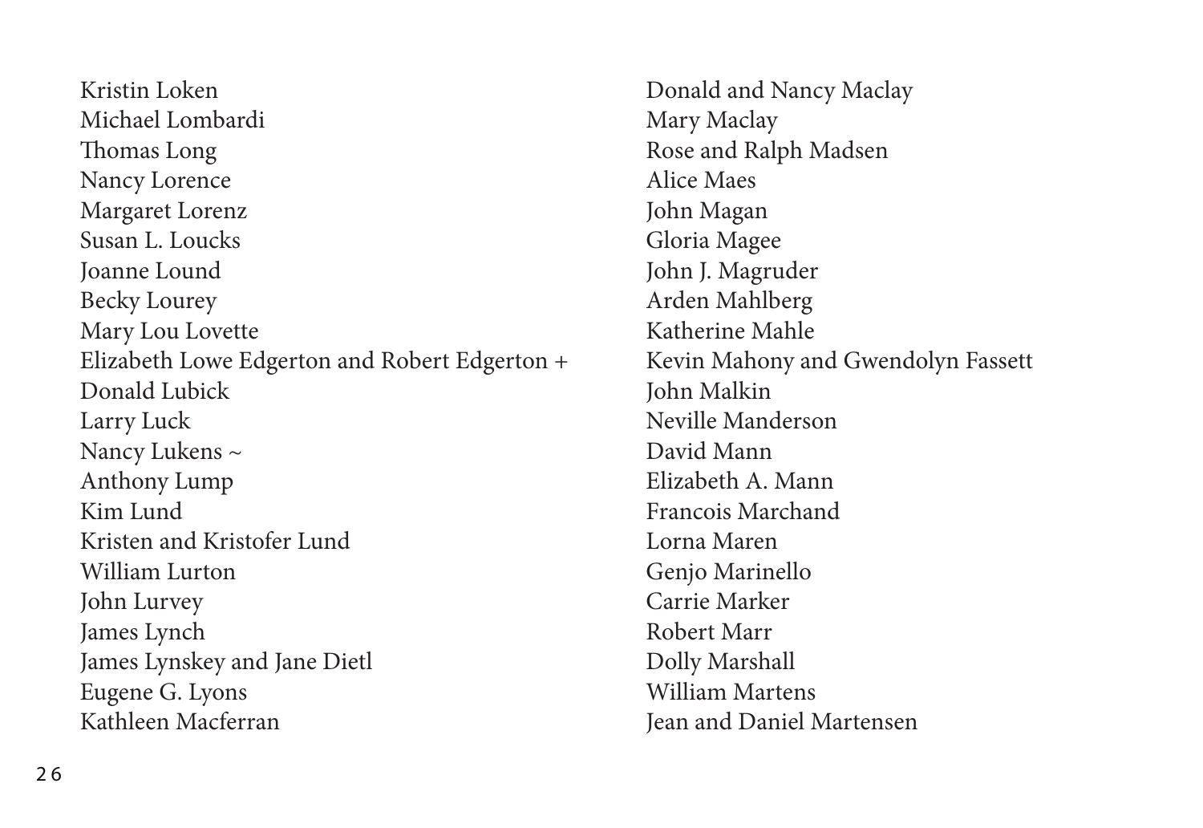Kristin Loken
Michael Lombardi
Thomas Long
Nancy Lorence
Margaret Lorenz
Susan L. Loucks
Joanne Lound
Becky Lourey
Mary Lou Lovette
Elizabeth Lowe Edgerton and Robert Edgerton +
Donald Lubick
Larry Luck
Nancy Lukens ~
Anthony Lump
Kim Lund
Kristen and Kristofer Lund
William Lurton
John Lurvey
James Lynch
James Lynskey and Jane Dietl
Eugene G. Lyons
Kathleen Macferran

Donald and Nancy Maclay
Mary Maclay
Rose and Ralph Madsen
Alice Maes
John Magan
Gloria Magee
John J. Magruder
Arden Mahlberg
Katherine Mahle
Kevin Mahony and Gwendolyn Fassett
John Malkin
Neville Manderson
David Mann
Elizabeth A. Mann
Francois Marchand
Lorna Maren
Genjo Marinello
Carrie Marker
Robert Marr
Dolly Marshall
William Martens
Jean and Daniel Martensen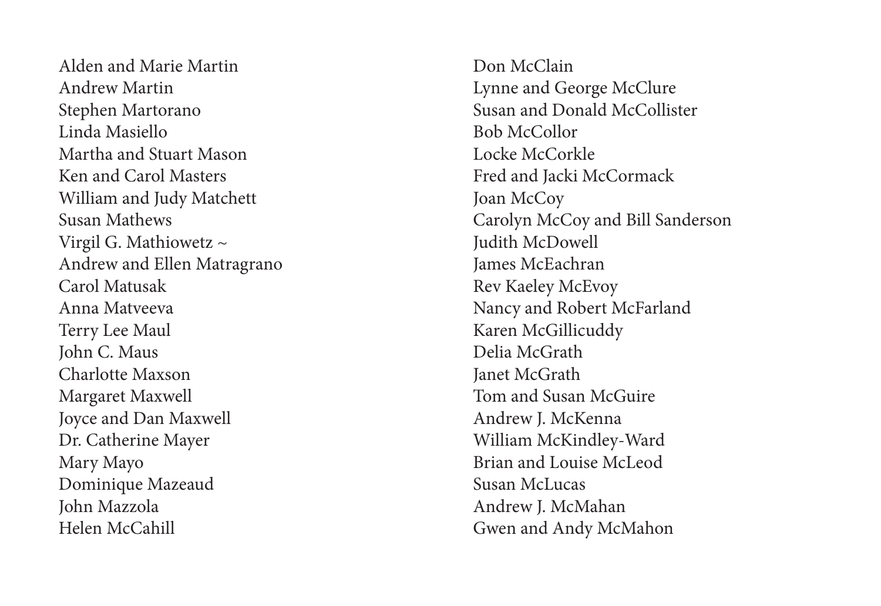Alden and Marie Martin
Andrew Martin
Stephen Martorano
Linda Masiello
Martha and Stuart Mason
Ken and Carol Masters
William and Judy Matchett
Susan Mathews
Virgil G. Mathiowetz ~
Andrew and Ellen Matragrano
Carol Matusak
Anna Matveeva
Terry Lee Maul
John C. Maus
Charlotte Maxson
Margaret Maxwell
Joyce and Dan Maxwell
Dr. Catherine Mayer
Mary Mayo
Dominique Mazeaud
John Mazzola
Helen McCahill
Don McClain
Lynne and George McClure
Susan and Donald McCollister
Bob McCollor
Locke McCorkle
Fred and Jacki McCormack
Joan McCoy
Carolyn McCoy and Bill Sanderson
Judith McDowell
James McEachran
Rev Kaeley McEvoy
Nancy and Robert McFarland
Karen McGillicuddy
Delia McGrath
Janet McGrath
Tom and Susan McGuire
Andrew J. McKenna
William McKindley-Ward
Brian and Louise McLeod
Susan McLucas
Andrew J. McMahan
Gwen and Andy McMahon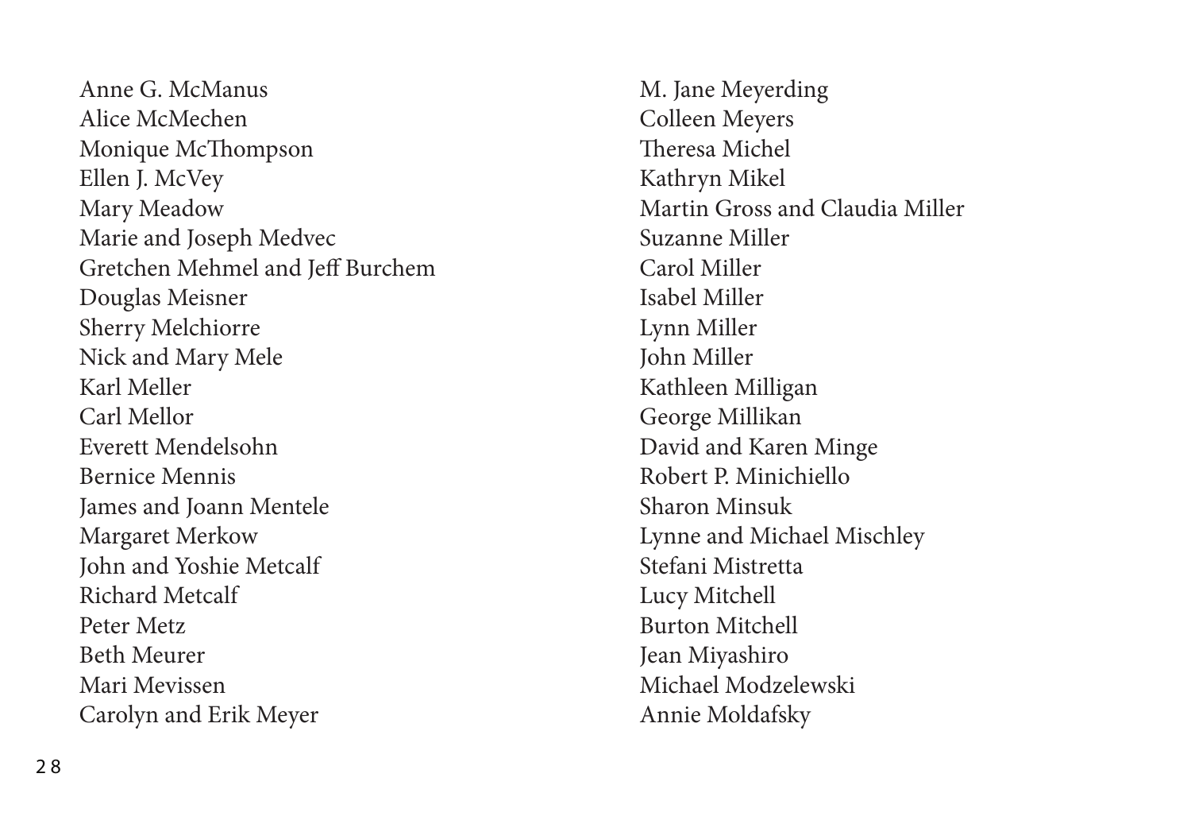Anne G. McManus
Alice McMechen
Monique McThompson
Ellen J. McVey
Mary Meadow
Marie and Joseph Medvec
Gretchen Mehmel and Jeff Burchem
Douglas Meisner
Sherry Melchiorre
Nick and Mary Mele
Karl Meller
Carl Mellor
Everett Mendelsohn
Bernice Mennis
James and Joann Mentele
Margaret Merkow
John and Yoshie Metcalf
Richard Metcalf
Peter Metz
Beth Meurer
Mari Mevissen
Carolyn and Erik Meyer
M. Jane Meyerding
Colleen Meyers
Theresa Michel
Kathryn Mikel
Martin Gross and Claudia Miller
Suzanne Miller
Carol Miller
Isabel Miller
Lynn Miller
John Miller
Kathleen Milligan
George Millikan
David and Karen Minge
Robert P. Minichiello
Sharon Minsuk
Lynne and Michael Mischley
Stefani Mistretta
Lucy Mitchell
Burton Mitchell
Jean Miyashiro
Michael Modzelewski
Annie Moldafsky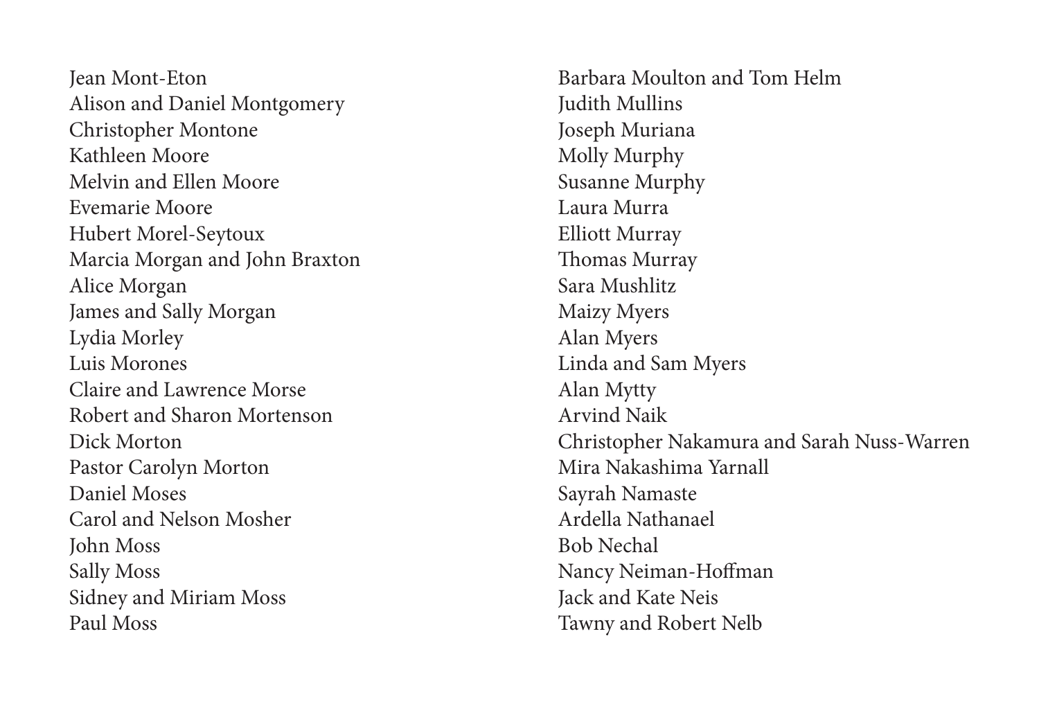Jean Mont-Eton
Alison and Daniel Montgomery
Christopher Montone
Kathleen Moore
Melvin and Ellen Moore
Evemarie Moore
Hubert Morel-Seytoux
Marcia Morgan and John Braxton
Alice Morgan
James and Sally Morgan
Lydia Morley
Luis Morones
Claire and Lawrence Morse
Robert and Sharon Mortenson
Dick Morton
Pastor Carolyn Morton
Daniel Moses
Carol and Nelson Mosher
John Moss
Sally Moss
Sidney and Miriam Moss
Paul Moss
Barbara Moulton and Tom Helm
Judith Mullins
Joseph Muriana
Molly Murphy
Susanne Murphy
Laura Murra
Elliott Murray
Thomas Murray
Sara Mushlitz
Maizy Myers
Alan Myers
Linda and Sam Myers
Alan Mytty
Arvind Naik
Christopher Nakamura and Sarah Nuss-Warren
Mira Nakashima Yarnall
Sayrah Namaste
Ardella Nathanael
Bob Nechal
Nancy Neiman-Hoffman
Jack and Kate Neis
Tawny and Robert Nelb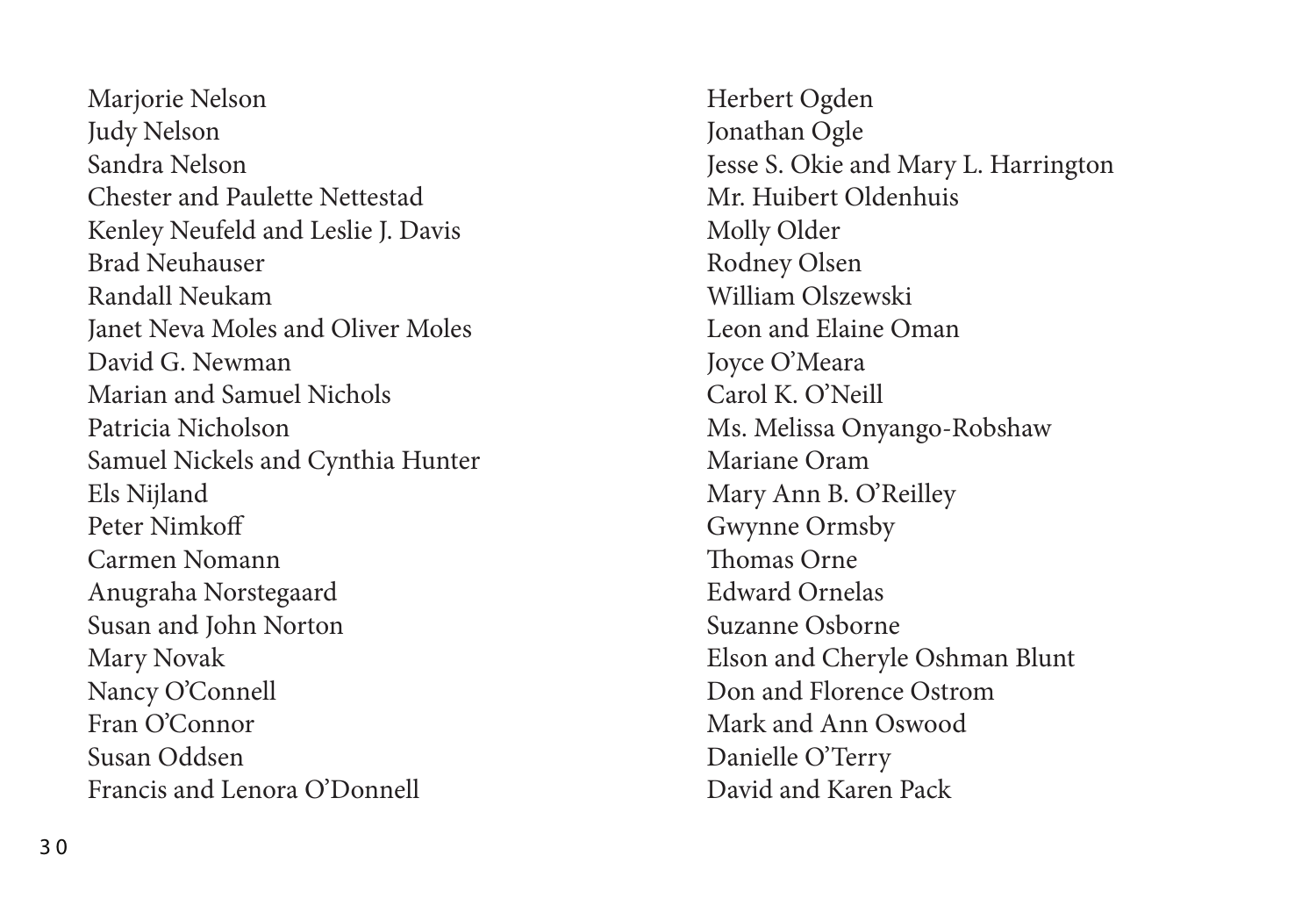Marjorie Nelson
Judy Nelson
Sandra Nelson
Chester and Paulette Nettestad
Kenley Neufeld and Leslie J. Davis
Brad Neuhauser
Randall Neukam
Janet Neva Moles and Oliver Moles
David G. Newman
Marian and Samuel Nichols
Patricia Nicholson
Samuel Nickels and Cynthia Hunter
Els Nijland
Peter Nimkoff
Carmen Nomann
Anugraha Norstegaard
Susan and John Norton
Mary Novak
Nancy O'Connell
Fran O'Connor
Susan Oddsen
Francis and Lenora O'Donnell
Herbert Ogden
Jonathan Ogle
Jesse S. Okie and Mary L. Harrington
Mr. Huibert Oldenhuis
Molly Older
Rodney Olsen
William Olszewski
Leon and Elaine Oman
Joyce O'Meara
Carol K. O'Neill
Ms. Melissa Onyango-Robshaw
Mariane Oram
Mary Ann B. O'Reilley
Gwynne Ormsby
Thomas Orne
Edward Ornelas
Suzanne Osborne
Elson and Cheryle Oshman Blunt
Don and Florence Ostrom
Mark and Ann Oswood
Danielle O'Terry
David and Karen Pack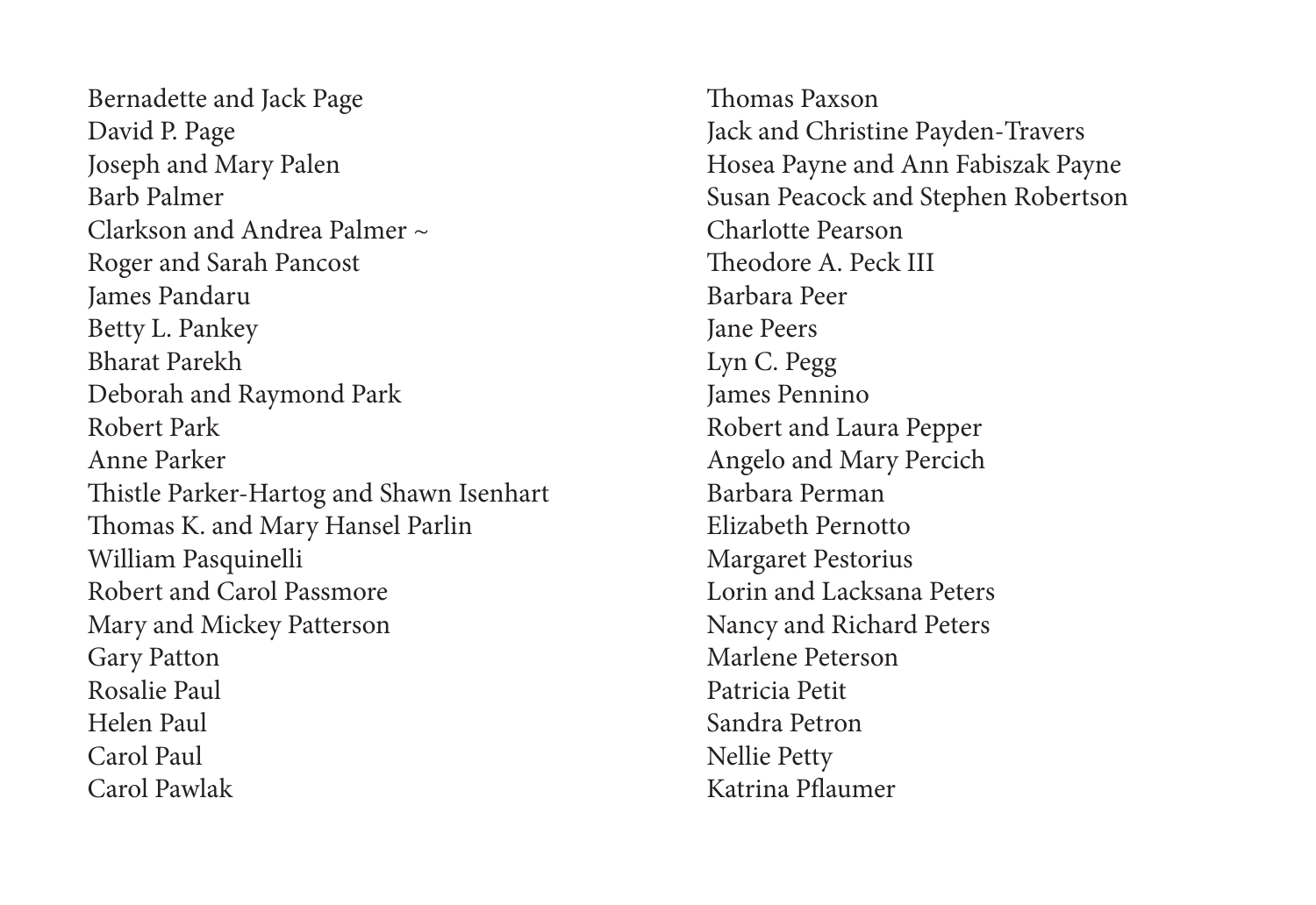Bernadette and Jack Page
David P. Page
Joseph and Mary Palen
Barb Palmer
Clarkson and Andrea Palmer ~
Roger and Sarah Pancost
James Pandaru
Betty L. Pankey
Bharat Parekh
Deborah and Raymond Park
Robert Park
Anne Parker
Thistle Parker-Hartog and Shawn Isenhart
Thomas K. and Mary Hansel Parlin
William Pasquinelli
Robert and Carol Passmore
Mary and Mickey Patterson
Gary Patton
Rosalie Paul
Helen Paul
Carol Paul
Carol Pawlak
Thomas Paxson
Jack and Christine Payden-Travers
Hosea Payne and Ann Fabiszak Payne
Susan Peacock and Stephen Robertson
Charlotte Pearson
Theodore A. Peck III
Barbara Peer
Jane Peers
Lyn C. Pegg
James Pennino
Robert and Laura Pepper
Angelo and Mary Percich
Barbara Perman
Elizabeth Pernotto
Margaret Pestorius
Lorin and Lacksana Peters
Nancy and Richard Peters
Marlene Peterson
Patricia Petit
Sandra Petron
Nellie Petty
Katrina Pflaumer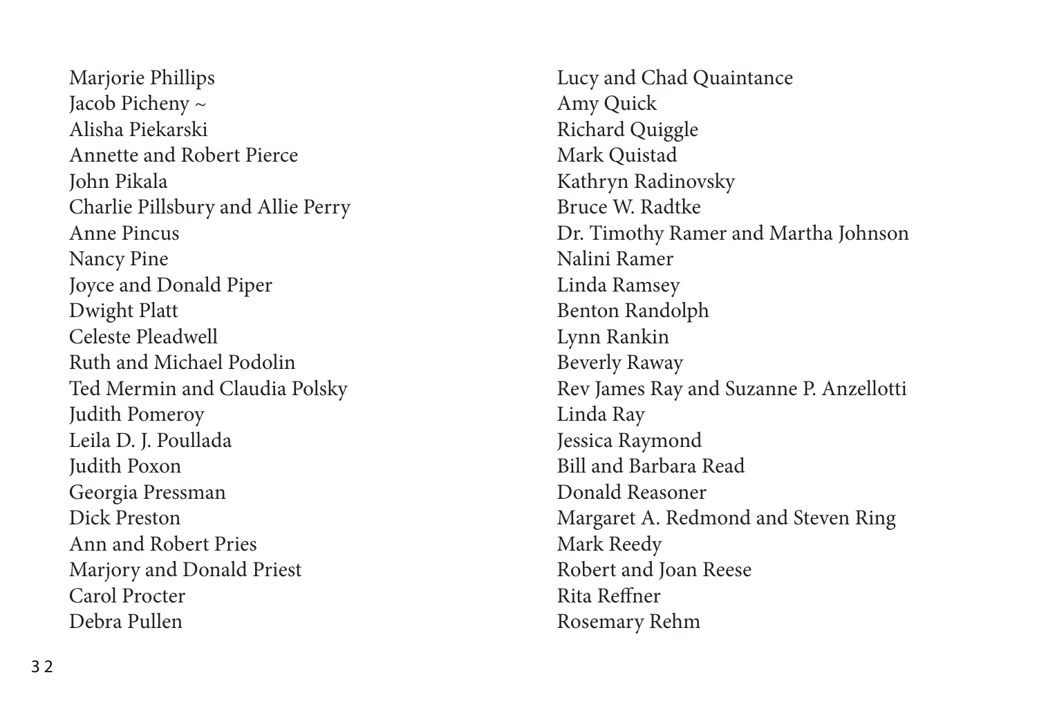Marjorie Phillips
Jacob Picheny ~
Alisha Piekarski
Annette and Robert Pierce
John Pikala
Charlie Pillsbury and Allie Perry
Anne Pincus
Nancy Pine
Joyce and Donald Piper
Dwight Platt
Celeste Pleadwell
Ruth and Michael Podolin
Ted Mermin and Claudia Polsky
Judith Pomeroy
Leila D. J. Poullada
Judith Poxon
Georgia Pressman
Dick Preston
Ann and Robert Pries
Marjory and Donald Priest
Carol Procter
Debra Pullen
Lucy and Chad Quaintance
Amy Quick
Richard Quiggle
Mark Quistad
Kathryn Radinovsky
Bruce W. Radtke
Dr. Timothy Ramer and Martha Johnson
Nalini Ramer
Linda Ramsey
Benton Randolph
Lynn Rankin
Beverly Raway
Rev James Ray and Suzanne P. Anzellotti
Linda Ray
Jessica Raymond
Bill and Barbara Read
Donald Reasoner
Margaret A. Redmond and Steven Ring
Mark Reedy
Robert and Joan Reese
Rita Reffner
Rosemary Rehm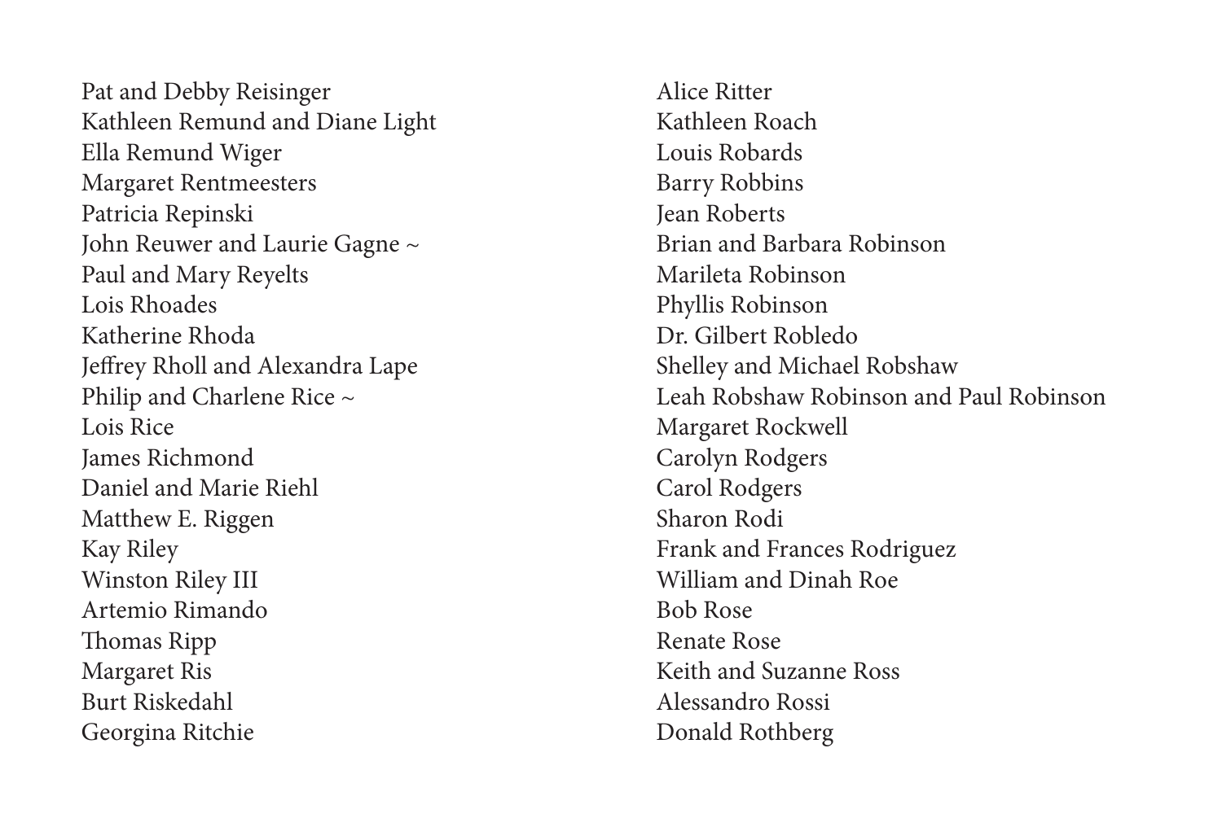Pat and Debby Reisinger
Kathleen Remund and Diane Light
Ella Remund Wiger
Margaret Rentmeesters
Patricia Repinski
John Reuwer and Laurie Gagne ~
Paul and Mary Reyelts
Lois Rhoades
Katherine Rhoda
Jeffrey Rholl and Alexandra Lape
Philip and Charlene Rice ~
Lois Rice
James Richmond
Daniel and Marie Riehl
Matthew E. Riggen
Kay Riley
Winston Riley III
Artemio Rimando
Thomas Ripp
Margaret Ris
Burt Riskedahl
Georgina Ritchie
Alice Ritter
Kathleen Roach
Louis Robards
Barry Robbins
Jean Roberts
Brian and Barbara Robinson
Marileta Robinson
Phyllis Robinson
Dr. Gilbert Robledo
Shelley and Michael Robshaw
Leah Robshaw Robinson and Paul Robinson
Margaret Rockwell
Carolyn Rodgers
Carol Rodgers
Sharon Rodi
Frank and Frances Rodriguez
William and Dinah Roe
Bob Rose
Renate Rose
Keith and Suzanne Ross
Alessandro Rossi
Donald Rothberg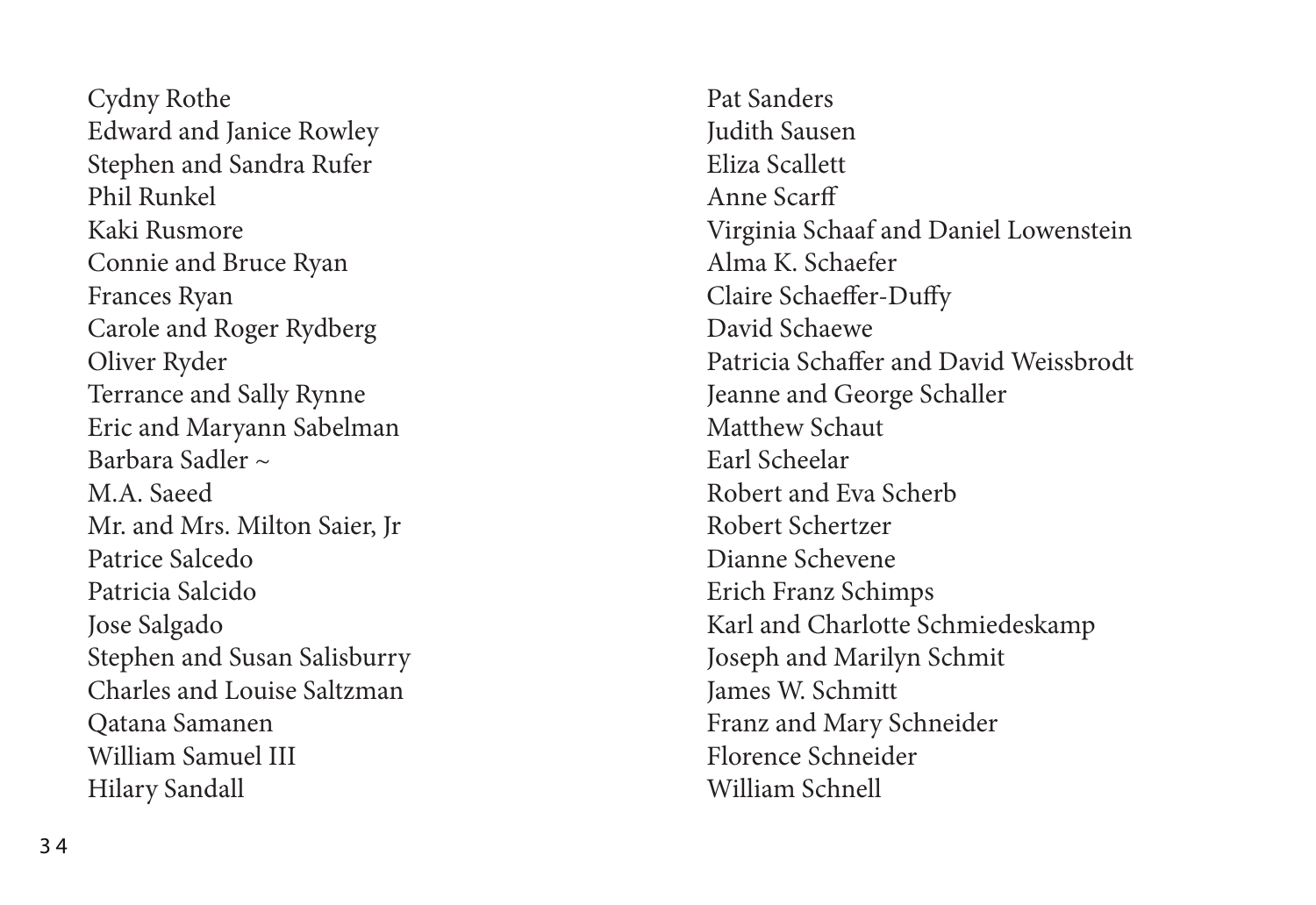Cydny Rothe
Edward and Janice Rowley
Stephen and Sandra Rufer
Phil Runkel
Kaki Rusmore
Connie and Bruce Ryan
Frances Ryan
Carole and Roger Rydberg
Oliver Ryder
Terrance and Sally Rynne
Eric and Maryann Sabelman
Barbara Sadler ~
M.A. Saeed
Mr. and Mrs. Milton Saier, Jr
Patrice Salcedo
Patricia Salcido
Jose Salgado
Stephen and Susan Salisburry
Charles and Louise Saltzman
Qatana Samanen
William Samuel III
Hilary Sandall
Pat Sanders
Judith Sausen
Eliza Scallett
Anne Scarff
Virginia Schaaf and Daniel Lowenstein
Alma K. Schaefer
Claire Schaeffer-Duffy
David Schaewe
Patricia Schaffer and David Weissbrodt
Jeanne and George Schaller
Matthew Schaut
Earl Scheelar
Robert and Eva Scherb
Robert Schertzer
Dianne Schevene
Erich Franz Schimps
Karl and Charlotte Schmiedeskamp
Joseph and Marilyn Schmit
James W. Schmitt
Franz and Mary Schneider
Florence Schneider
William Schnell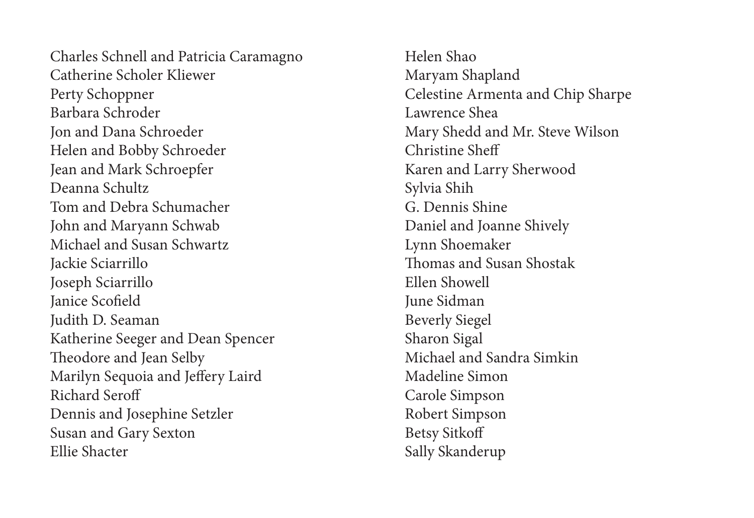Charles Schnell and Patricia Caramagno
Catherine Scholer Kliewer
Perty Schoppner
Barbara Schroder
Jon and Dana Schroeder
Helen and Bobby Schroeder
Jean and Mark Schroepfer
Deanna Schultz
Tom and Debra Schumacher
John and Maryann Schwab
Michael and Susan Schwartz
Jackie Sciarrillo
Joseph Sciarrillo
Janice Scofield
Judith D. Seaman
Katherine Seeger and Dean Spencer
Theodore and Jean Selby
Marilyn Sequoia and Jeffery Laird
Richard Seroff
Dennis and Josephine Setzler
Susan and Gary Sexton
Ellie Shacter
Helen Shao
Maryam Shapland
Celestine Armenta and Chip Sharpe
Lawrence Shea
Mary Shedd and Mr. Steve Wilson
Christine Sheff
Karen and Larry Sherwood
Sylvia Shih
G. Dennis Shine
Daniel and Joanne Shively
Lynn Shoemaker
Thomas and Susan Shostak
Ellen Showell
June Sidman
Beverly Siegel
Sharon Sigal
Michael and Sandra Simkin
Madeline Simon
Carole Simpson
Robert Simpson
Betsy Sitkoff
Sally Skanderup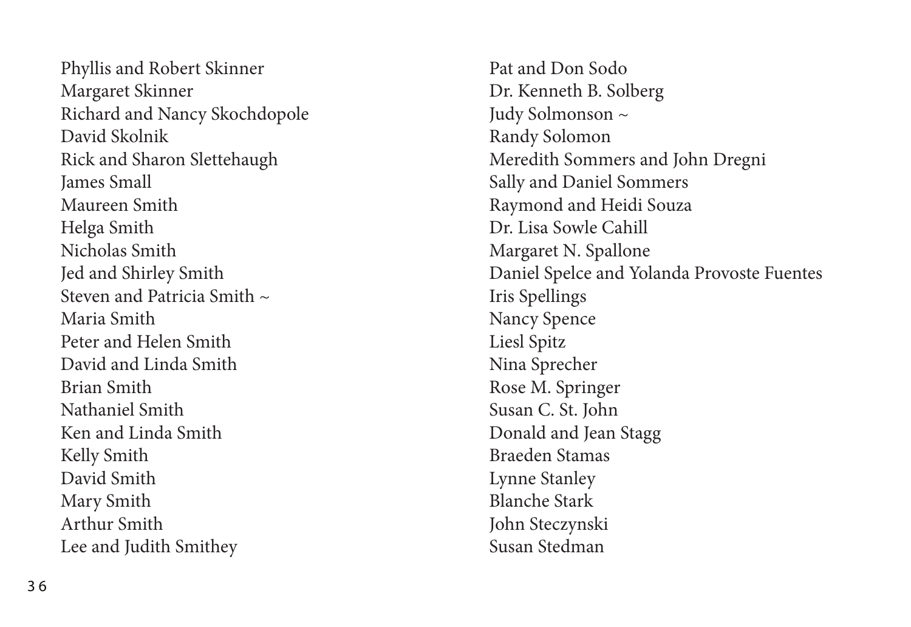Phyllis and Robert Skinner
Margaret Skinner
Richard and Nancy Skochdopole
David Skolnik
Rick and Sharon Slettehaugh
James Small
Maureen Smith
Helga Smith
Nicholas Smith
Jed and Shirley Smith
Steven and Patricia Smith ~
Maria Smith
Peter and Helen Smith
David and Linda Smith
Brian Smith
Nathaniel Smith
Ken and Linda Smith
Kelly Smith
David Smith
Mary Smith
Arthur Smith
Lee and Judith Smithey
Pat and Don Sodo
Dr. Kenneth B. Solberg
Judy Solmonson ~
Randy Solomon
Meredith Sommers and John Dregni
Sally and Daniel Sommers
Raymond and Heidi Souza
Dr. Lisa Sowle Cahill
Margaret N. Spallone
Daniel Spelce and Yolanda Provoste Fuentes
Iris Spellings
Nancy Spence
Liesl Spitz
Nina Sprecher
Rose M. Springer
Susan C. St. John
Donald and Jean Stagg
Braeden Stamas
Lynne Stanley
Blanche Stark
John Steczynski
Susan Stedman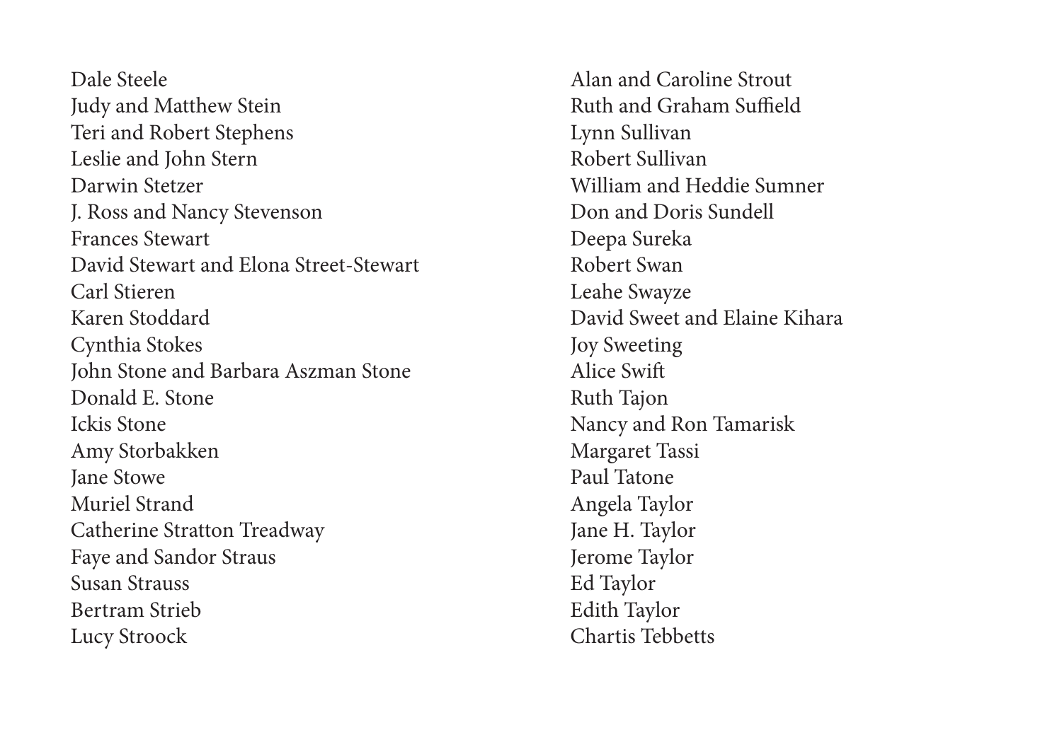Dale Steele
Judy and Matthew Stein
Teri and Robert Stephens
Leslie and John Stern
Darwin Stetzer
J. Ross and Nancy Stevenson
Frances Stewart
David Stewart and Elona Street-Stewart
Carl Stieren
Karen Stoddard
Cynthia Stokes
John Stone and Barbara Aszman Stone
Donald E. Stone
Ickis Stone
Amy Storbakken
Jane Stowe
Muriel Strand
Catherine Stratton Treadway
Faye and Sandor Straus
Susan Strauss
Bertram Strieb
Lucy Stroock

Alan and Caroline Strout
Ruth and Graham Suffield
Lynn Sullivan
Robert Sullivan
William and Heddie Sumner
Don and Doris Sundell
Deepa Sureka
Robert Swan
Leahe Swayze
David Sweet and Elaine Kihara
Joy Sweeting
Alice Swift
Ruth Tajon
Nancy and Ron Tamarisk
Margaret Tassi
Paul Tatone
Angela Taylor
Jane H. Taylor
Jerome Taylor
Ed Taylor
Edith Taylor
Chartis Tebbetts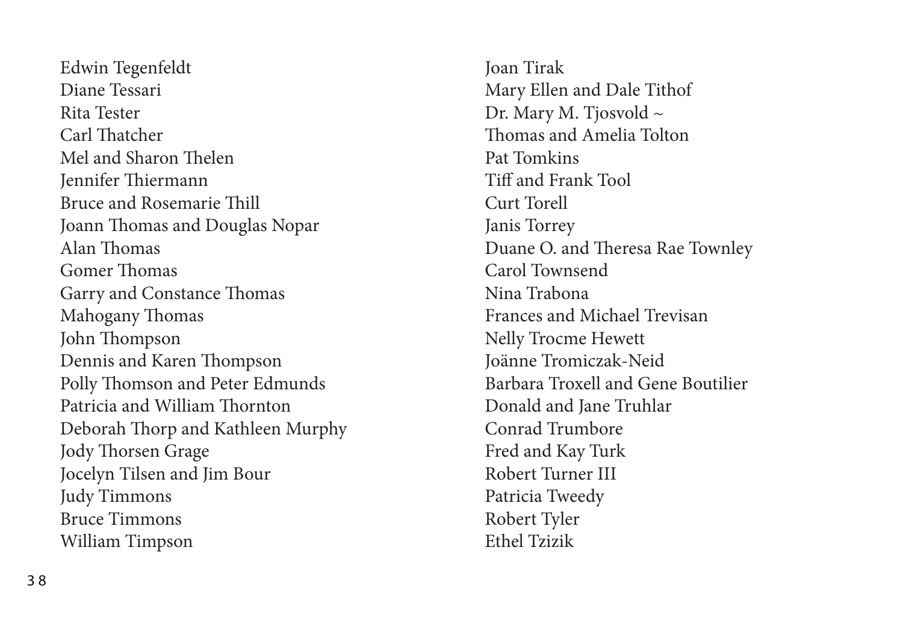Edwin Tegenfeldt
Diane Tessari
Rita Tester
Carl Thatcher
Mel and Sharon Thelen
Jennifer Thiermann
Bruce and Rosemarie Thill
Joann Thomas and Douglas Nopar
Alan Thomas
Gomer Thomas
Garry and Constance Thomas
Mahogany Thomas
John Thompson
Dennis and Karen Thompson
Polly Thomson and Peter Edmunds
Patricia and William Thornton
Deborah Thorp and Kathleen Murphy
Jody Thorsen Grage
Jocelyn Tilsen and Jim Bour
Judy Timmons
Bruce Timmons
William Timpson

Joan Tirak
Mary Ellen and Dale Tithof
Dr. Mary M. Tjosvold ~
Thomas and Amelia Tolton
Pat Tomkins
Tiff and Frank Tool
Curt Torell
Janis Torrey
Duane O. and Theresa Rae Townley
Carol Townsend
Nina Trabona
Frances and Michael Trevisan
Nelly Trocme Hewett
Joänne Tromiczak-Neid
Barbara Troxell and Gene Boutilier
Donald and Jane Truhlar
Conrad Trumbore
Fred and Kay Turk
Robert Turner III
Patricia Tweedy
Robert Tyler
Ethel Tzizik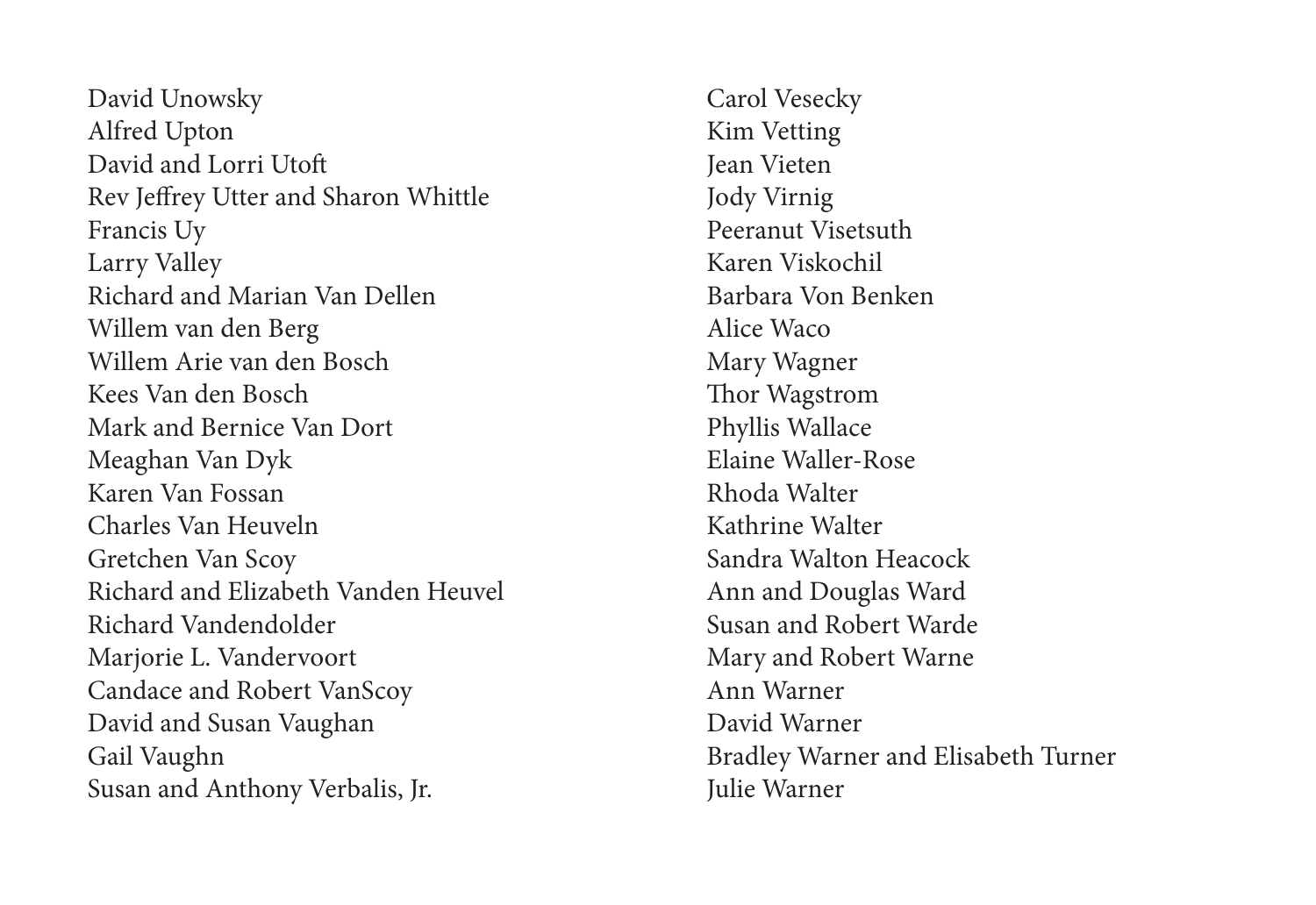David Unowsky
Alfred Upton
David and Lorri Utoft
Rev Jeffrey Utter and Sharon Whittle
Francis Uy
Larry Valley
Richard and Marian Van Dellen
Willem van den Berg
Willem Arie van den Bosch
Kees Van den Bosch
Mark and Bernice Van Dort
Meaghan Van Dyk
Karen Van Fossan
Charles Van Heuveln
Gretchen Van Scoy
Richard and Elizabeth Vanden Heuvel
Richard Vandendolder
Marjorie L. Vandervoort
Candace and Robert VanScoy
David and Susan Vaughan
Gail Vaughn
Susan and Anthony Verbalis, Jr.
Carol Vesecky
Kim Vetting
Jean Vieten
Jody Virnig
Peeranut Visetsuth
Karen Viskochil
Barbara Von Benken
Alice Waco
Mary Wagner
Thor Wagstrom
Phyllis Wallace
Elaine Waller-Rose
Rhoda Walter
Kathrine Walter
Sandra Walton Heacock
Ann and Douglas Ward
Susan and Robert Warde
Mary and Robert Warne
Ann Warner
David Warner
Bradley Warner and Elisabeth Turner
Julie Warner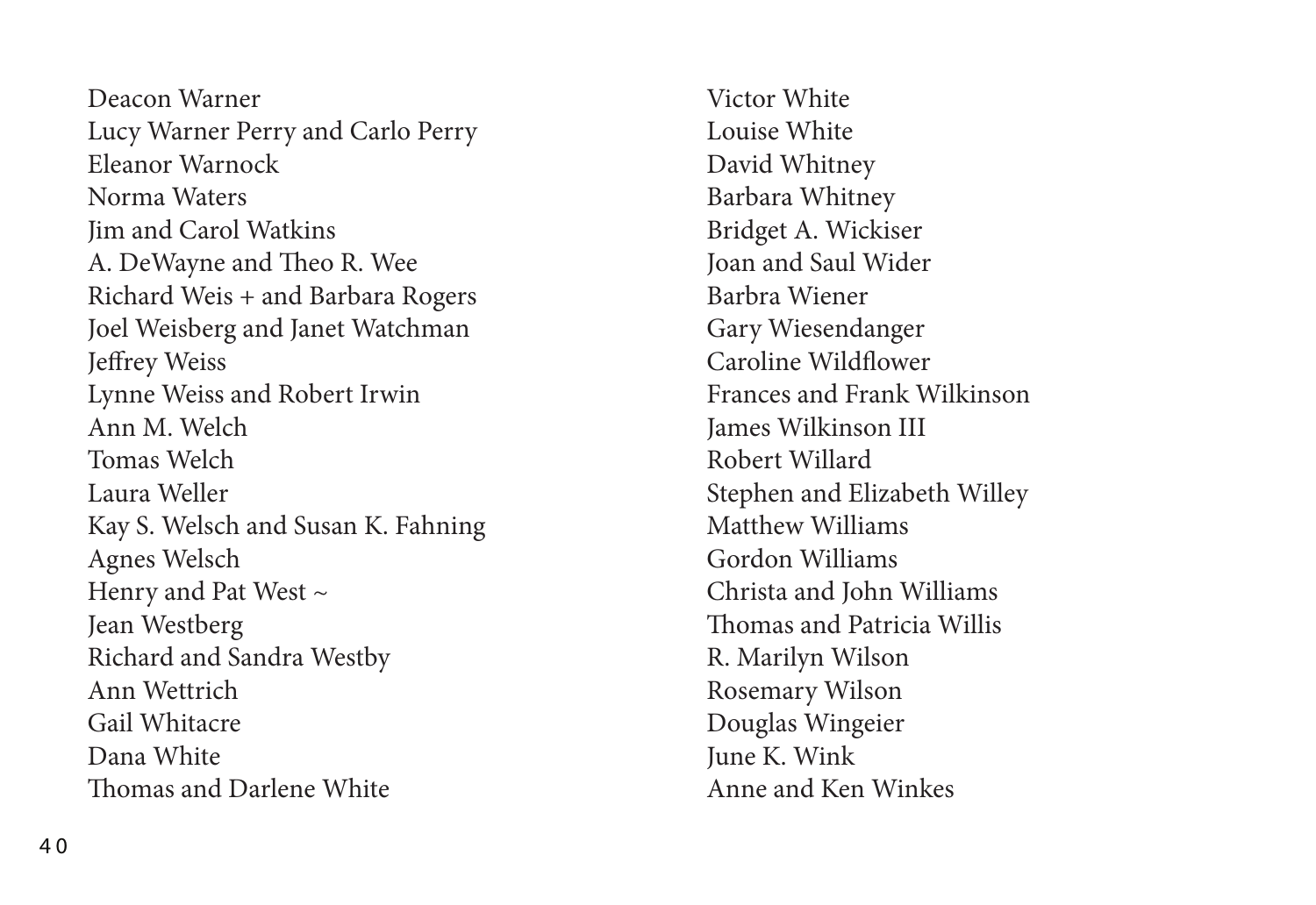Deacon Warner
Lucy Warner Perry and Carlo Perry
Eleanor Warnock
Norma Waters
Jim and Carol Watkins
A. DeWayne and Theo R. Wee
Richard Weis + and Barbara Rogers
Joel Weisberg and Janet Watchman
Jeffrey Weiss
Lynne Weiss and Robert Irwin
Ann M. Welch
Tomas Welch
Laura Weller
Kay S. Welsch and Susan K. Fahning
Agnes Welsch
Henry and Pat West ~
Jean Westberg
Richard and Sandra Westby
Ann Wettrich
Gail Whitacre
Dana White
Thomas and Darlene White
Victor White
Louise White
David Whitney
Barbara Whitney
Bridget A. Wickiser
Joan and Saul Wider
Barbra Wiener
Gary Wiesendanger
Caroline Wildflower
Frances and Frank Wilkinson
James Wilkinson III
Robert Willard
Stephen and Elizabeth Willey
Matthew Williams
Gordon Williams
Christa and John Williams
Thomas and Patricia Willis
R. Marilyn Wilson
Rosemary Wilson
Douglas Wingeier
June K. Wink
Anne and Ken Winkes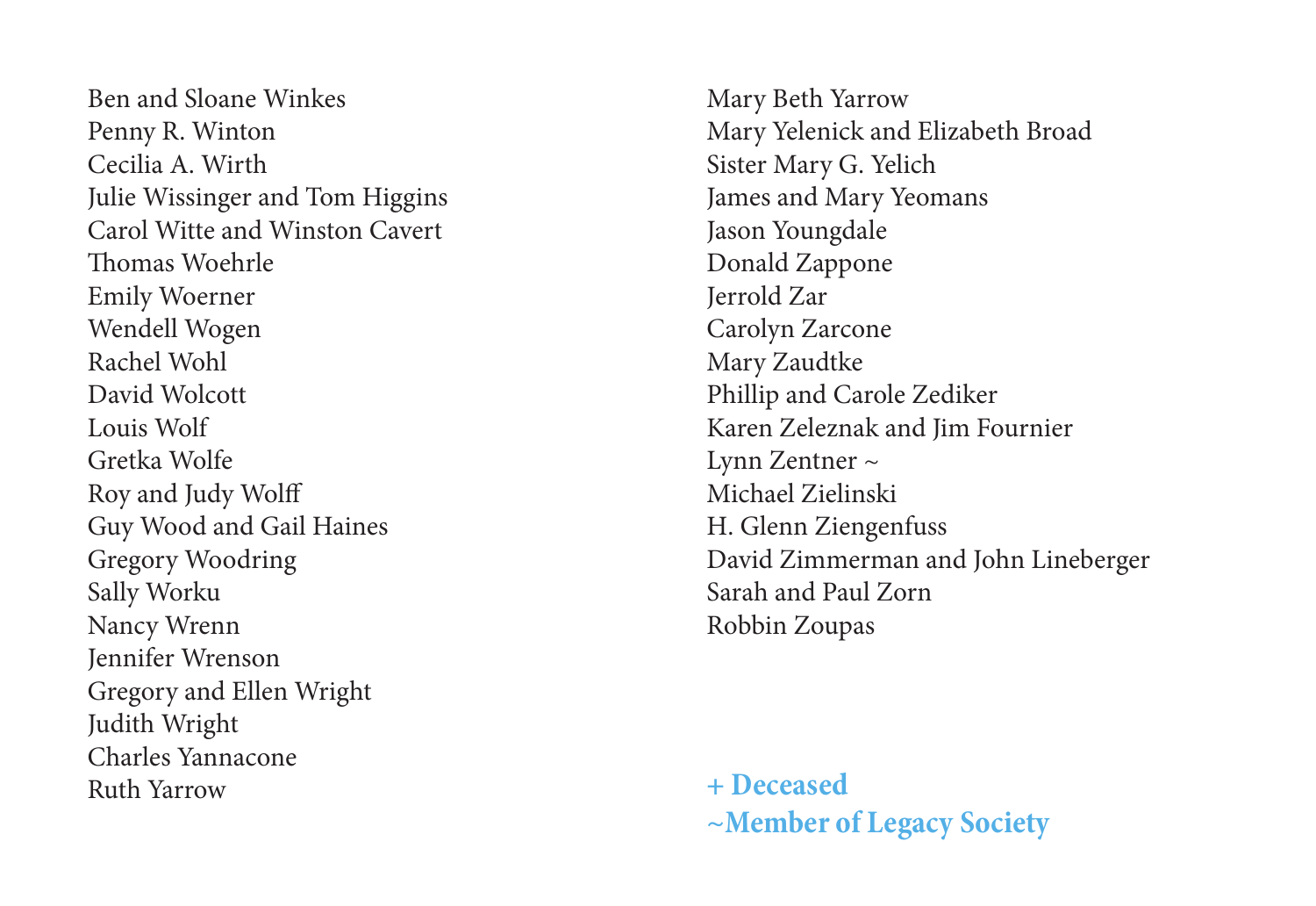Ben and Sloane Winkes
Penny R. Winton
Cecilia A. Wirth
Julie Wissinger and Tom Higgins
Carol Witte and Winston Cavert
Thomas Woehrle
Emily Woerner
Wendell Wogen
Rachel Wohl
David Wolcott
Louis Wolf
Gretka Wolfe
Roy and Judy Wolff
Guy Wood and Gail Haines
Gregory Woodring
Sally Worku
Nancy Wrenn
Jennifer Wrenson
Gregory and Ellen Wright
Judith Wright
Charles Yannacone
Ruth Yarrow
Mary Beth Yarrow
Mary Yelenick and Elizabeth Broad
Sister Mary G. Yelich
James and Mary Yeomans
Jason Youngdale
Donald Zappone
Jerrold Zar
Carolyn Zarcone
Mary Zaudtke
Phillip and Carole Zediker
Karen Zeleznak and Jim Fournier
Lynn Zentner ~
Michael Zielinski
H. Glenn Ziengenfuss
David Zimmerman and John Lineberger
Sarah and Paul Zorn
Robbin Zoupas

**+ Deceased**
**~Member of Legacy Society**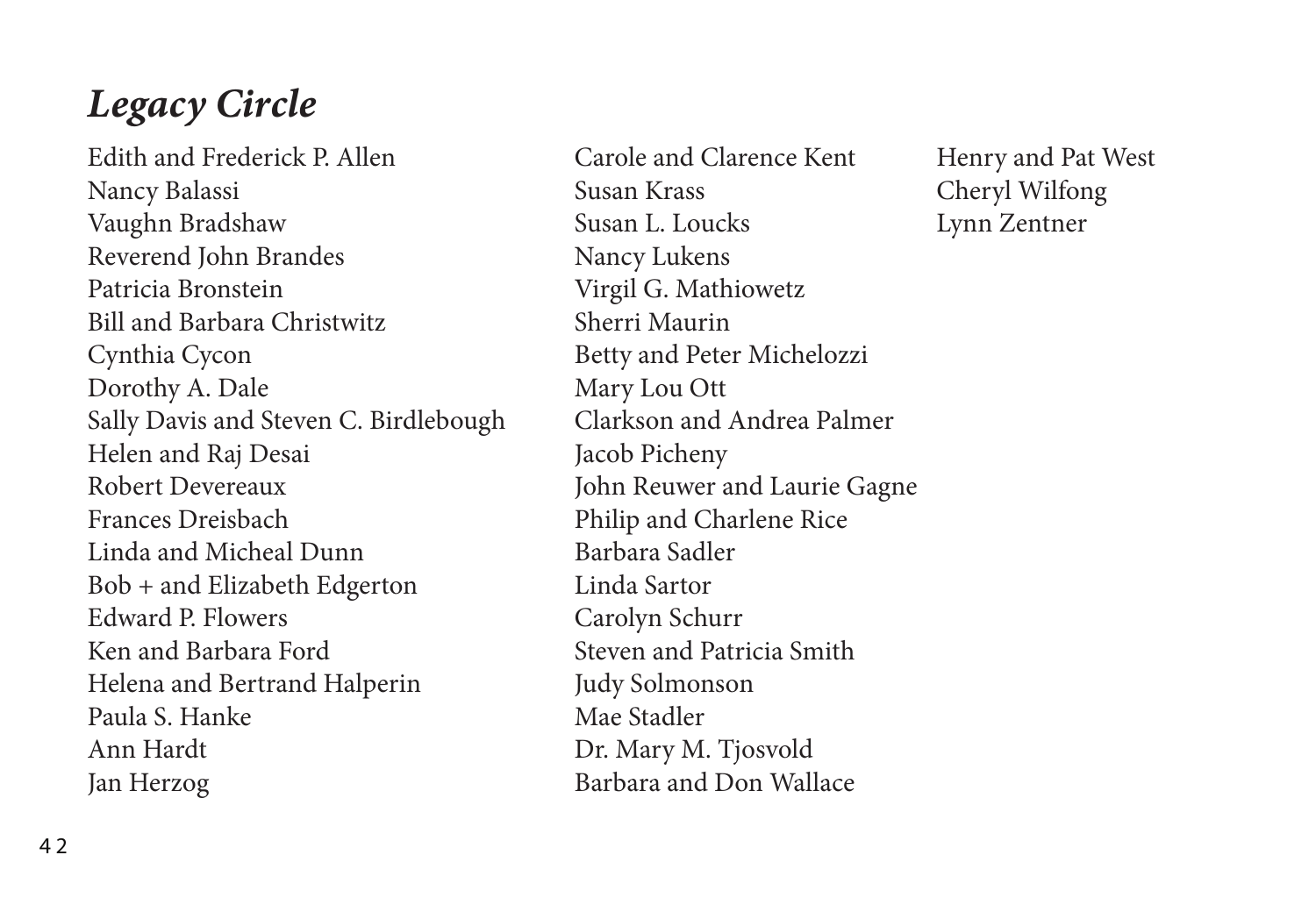## *Legacy Circle*

Edith and Frederick P. Allen
Nancy Balassi
Vaughn Bradshaw
Reverend John Brandes
Patricia Bronstein
Bill and Barbara Christwitz
Cynthia Cycon
Dorothy A. Dale
Sally Davis and Steven C. Birdlebough
Helen and Raj Desai
Robert Devereaux
Frances Dreisbach
Linda and Micheal Dunn
Bob + and Elizabeth Edgerton
Edward P. Flowers
Ken and Barbara Ford
Helena and Bertrand Halperin
Paula S. Hanke
Ann Hardt
Jan Herzog
Carole and Clarence Kent
Susan Krass
Susan L. Loucks
Nancy Lukens
Virgil G. Mathiowetz
Sherri Maurin
Betty and Peter Michelozzi
Mary Lou Ott
Clarkson and Andrea Palmer
Jacob Picheny
John Reuwer and Laurie Gagne
Philip and Charlene Rice
Barbara Sadler
Linda Sartor
Carolyn Schurr
Steven and Patricia Smith
Judy Solmonson
Mae Stadler
Dr. Mary M. Tjosvold
Barbara and Don Wallace
Henry and Pat West
Cheryl Wilfong
Lynn Zentner